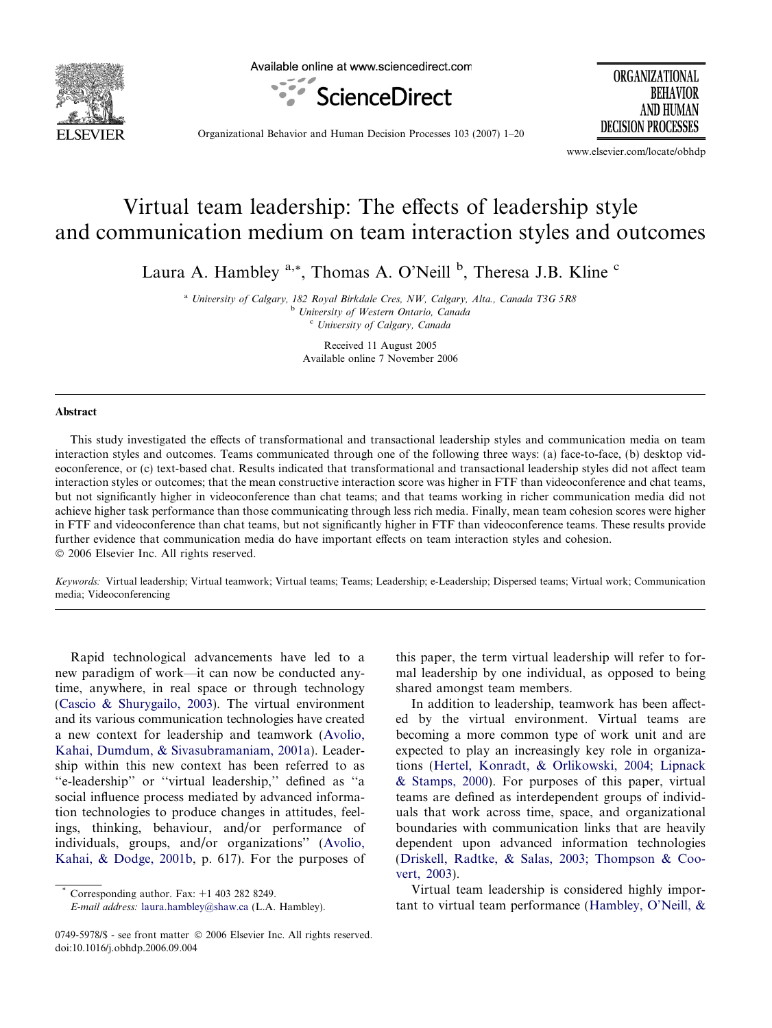# Virtual team leadership: The effects of leadership style and communication medium on team interaction styles and outcomes

Laura A. Hambley [a,*], Thomas A. O'Neill [b], Theresa J.B. Kline [c]

[a] University of Calgary, 182 Royal Birkdale Cres, NW, Calgary, Alta., Canada T3G 5R8
[b] University of Western Ontario, Canada
[c] University of Calgary, Canada

Received 11 August 2005
Available online 7 November 2006

## Abstract

This study investigated the effects of transformational and transactional leadership styles and communication media on team interaction styles and outcomes. Teams communicated through one of the following three ways: (a) face-to-face, (b) desktop videoconference, or (c) text-based chat. Results indicated that transformational and transactional leadership styles did not affect team interaction styles or outcomes; that the mean constructive interaction score was higher in FTF than videoconference and chat teams, but not significantly higher in videoconference than chat teams; and that teams working in richer communication media did not achieve higher task performance than those communicating through less rich media. Finally, mean team cohesion scores were higher in FTF and videoconference than chat teams, but not significantly higher in FTF than videoconference teams. These results provide further evidence that communication media do have important effects on team interaction styles and cohesion.
© 2006 Elsevier Inc. All rights reserved.

*Keywords:* Virtual leadership; Virtual teamwork; Virtual teams; Teams; Leadership; e-Leadership; Dispersed teams; Virtual work; Communication media; Videoconferencing

Rapid technological advancements have led to a new paradigm of work—it can now be conducted anytime, anywhere, in real space or through technology (Cascio & Shurygailo, 2003). The virtual environment and its various communication technologies have created a new context for leadership and teamwork (Avolio, Kahai, Dumdum, & Sivasubramaniam, 2001a). Leadership within this new context has been referred to as ''e-leadership'' or ''virtual leadership,'' defined as ''a social influence process mediated by advanced information technologies to produce changes in attitudes, feelings, thinking, behaviour, and/or performance of individuals, groups, and/or organizations'' (Avolio, Kahai, & Dodge, 2001b, p. 617). For the purposes of this paper, the term virtual leadership will refer to formal leadership by one individual, as opposed to being shared amongst team members.

In addition to leadership, teamwork has been affected by the virtual environment. Virtual teams are becoming a more common type of work unit and are expected to play an increasingly key role in organizations (Hertel, Konradt, & Orlikowski, 2004; Lipnack & Stamps, 2000). For purposes of this paper, virtual teams are defined as interdependent groups of individuals that work across time, space, and organizational boundaries with communication links that are heavily dependent upon advanced information technologies (Driskell, Radtke, & Salas, 2003; Thompson & Coovert, 2003).

Virtual team leadership is considered highly important to virtual team performance (Hambley, O'Neill, &

\* Corresponding author. Fax: +1 403 282 8249.
*E-mail address:* laura.hambley@shaw.ca (L.A. Hambley).

0749-5978/$ - see front matter © 2006 Elsevier Inc. All rights reserved.
doi:10.1016/j.obhdp.2006.09.004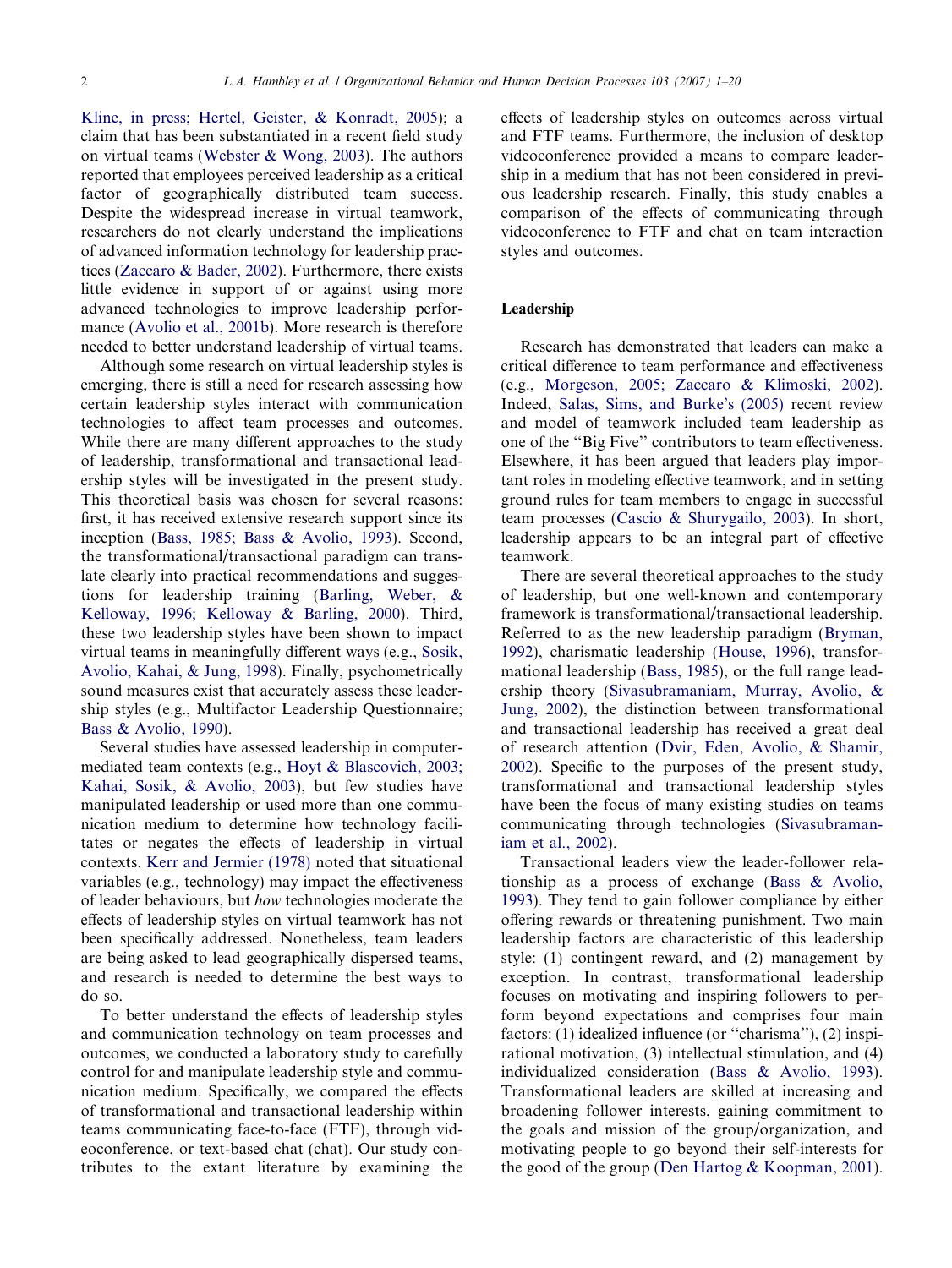Kline, in press; Hertel, Geister, & Konradt, 2005); a claim that has been substantiated in a recent field study on virtual teams (Webster & Wong, 2003). The authors reported that employees perceived leadership as a critical factor of geographically distributed team success. Despite the widespread increase in virtual teamwork, researchers do not clearly understand the implications of advanced information technology for leadership practices (Zaccaro & Bader, 2002). Furthermore, there exists little evidence in support of or against using more advanced technologies to improve leadership performance (Avolio et al., 2001b). More research is therefore needed to better understand leadership of virtual teams.

Although some research on virtual leadership styles is emerging, there is still a need for research assessing how certain leadership styles interact with communication technologies to affect team processes and outcomes. While there are many different approaches to the study of leadership, transformational and transactional leadership styles will be investigated in the present study. This theoretical basis was chosen for several reasons: first, it has received extensive research support since its inception (Bass, 1985; Bass & Avolio, 1993). Second, the transformational/transactional paradigm can translate clearly into practical recommendations and suggestions for leadership training (Barling, Weber, & Kelloway, 1996; Kelloway & Barling, 2000). Third, these two leadership styles have been shown to impact virtual teams in meaningfully different ways (e.g., Sosik, Avolio, Kahai, & Jung, 1998). Finally, psychometrically sound measures exist that accurately assess these leadership styles (e.g., Multifactor Leadership Questionnaire; Bass & Avolio, 1990).

Several studies have assessed leadership in computer-mediated team contexts (e.g., Hoyt & Blascovich, 2003; Kahai, Sosik, & Avolio, 2003), but few studies have manipulated leadership or used more than one communication medium to determine how technology facilitates or negates the effects of leadership in virtual contexts. Kerr and Jermier (1978) noted that situational variables (e.g., technology) may impact the effectiveness of leader behaviours, but *how* technologies moderate the effects of leadership styles on virtual teamwork has not been specifically addressed. Nonetheless, team leaders are being asked to lead geographically dispersed teams, and research is needed to determine the best ways to do so.

To better understand the effects of leadership styles and communication technology on team processes and outcomes, we conducted a laboratory study to carefully control for and manipulate leadership style and communication medium. Specifically, we compared the effects of transformational and transactional leadership within teams communicating face-to-face (FTF), through videoconference, or text-based chat (chat). Our study contributes to the extant literature by examining the effects of leadership styles on outcomes across virtual and FTF teams. Furthermore, the inclusion of desktop videoconference provided a means to compare leadership in a medium that has not been considered in previous leadership research. Finally, this study enables a comparison of the effects of communicating through videoconference to FTF and chat on team interaction styles and outcomes.

## Leadership

Research has demonstrated that leaders can make a critical difference to team performance and effectiveness (e.g., Morgeson, 2005; Zaccaro & Klimoski, 2002). Indeed, Salas, Sims, and Burke's (2005) recent review and model of teamwork included team leadership as one of the "Big Five" contributors to team effectiveness. Elsewhere, it has been argued that leaders play important roles in modeling effective teamwork, and in setting ground rules for team members to engage in successful team processes (Cascio & Shurygailo, 2003). In short, leadership appears to be an integral part of effective teamwork.

There are several theoretical approaches to the study of leadership, but one well-known and contemporary framework is transformational/transactional leadership. Referred to as the new leadership paradigm (Bryman, 1992), charismatic leadership (House, 1996), transformational leadership (Bass, 1985), or the full range leadership theory (Sivasubramaniam, Murray, Avolio, & Jung, 2002), the distinction between transformational and transactional leadership has received a great deal of research attention (Dvir, Eden, Avolio, & Shamir, 2002). Specific to the purposes of the present study, transformational and transactional leadership styles have been the focus of many existing studies on teams communicating through technologies (Sivasubramaniam et al., 2002).

Transactional leaders view the leader-follower relationship as a process of exchange (Bass & Avolio, 1993). They tend to gain follower compliance by either offering rewards or threatening punishment. Two main leadership factors are characteristic of this leadership style: (1) contingent reward, and (2) management by exception. In contrast, transformational leadership focuses on motivating and inspiring followers to perform beyond expectations and comprises four main factors: (1) idealized influence (or "charisma"), (2) inspirational motivation, (3) intellectual stimulation, and (4) individualized consideration (Bass & Avolio, 1993). Transformational leaders are skilled at increasing and broadening follower interests, gaining commitment to the goals and mission of the group/organization, and motivating people to go beyond their self-interests for the good of the group (Den Hartog & Koopman, 2001).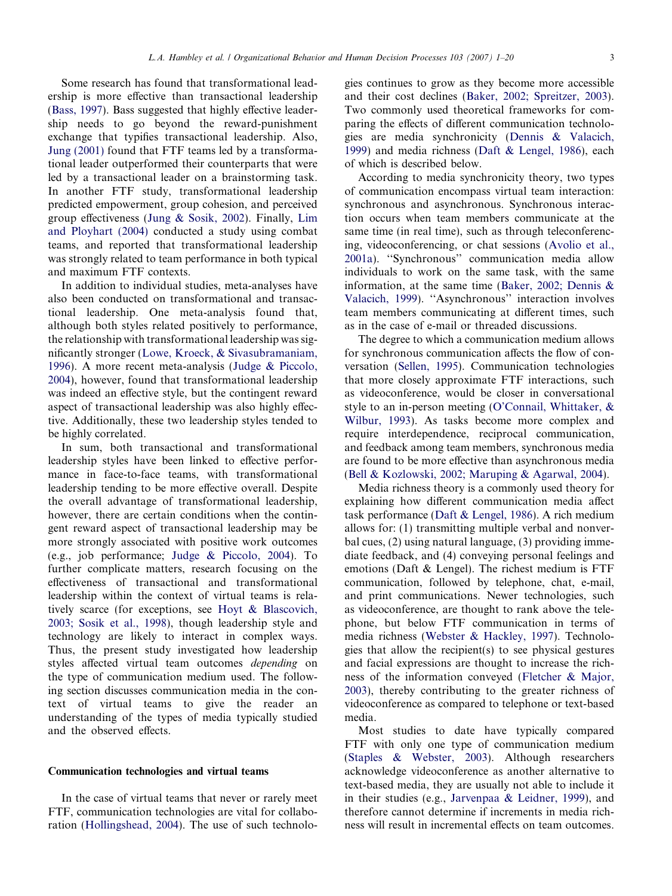Some research has found that transformational leadership is more effective than transactional leadership (Bass, 1997). Bass suggested that highly effective leadership needs to go beyond the reward-punishment exchange that typifies transactional leadership. Also, Jung (2001) found that FTF teams led by a transformational leader outperformed their counterparts that were led by a transactional leader on a brainstorming task. In another FTF study, transformational leadership predicted empowerment, group cohesion, and perceived group effectiveness (Jung & Sosik, 2002). Finally, Lim and Ployhart (2004) conducted a study using combat teams, and reported that transformational leadership was strongly related to team performance in both typical and maximum FTF contexts.

In addition to individual studies, meta-analyses have also been conducted on transformational and transactional leadership. One meta-analysis found that, although both styles related positively to performance, the relationship with transformational leadership was significantly stronger (Lowe, Kroeck, & Sivasubramaniam, 1996). A more recent meta-analysis (Judge & Piccolo, 2004), however, found that transformational leadership was indeed an effective style, but the contingent reward aspect of transactional leadership was also highly effective. Additionally, these two leadership styles tended to be highly correlated.

In sum, both transactional and transformational leadership styles have been linked to effective performance in face-to-face teams, with transformational leadership tending to be more effective overall. Despite the overall advantage of transformational leadership, however, there are certain conditions when the contingent reward aspect of transactional leadership may be more strongly associated with positive work outcomes (e.g., job performance; Judge & Piccolo, 2004). To further complicate matters, research focusing on the effectiveness of transactional and transformational leadership within the context of virtual teams is relatively scarce (for exceptions, see Hoyt & Blascovich, 2003; Sosik et al., 1998), though leadership style and technology are likely to interact in complex ways. Thus, the present study investigated how leadership styles affected virtual team outcomes *depending* on the type of communication medium used. The following section discusses communication media in the context of virtual teams to give the reader an understanding of the types of media typically studied and the observed effects.

### Communication technologies and virtual teams

In the case of virtual teams that never or rarely meet FTF, communication technologies are vital for collaboration (Hollingshead, 2004). The use of such technologies continues to grow as they become more accessible and their cost declines (Baker, 2002; Spreitzer, 2003). Two commonly used theoretical frameworks for comparing the effects of different communication technologies are media synchronicity (Dennis & Valacich, 1999) and media richness (Daft & Lengel, 1986), each of which is described below.

According to media synchronicity theory, two types of communication encompass virtual team interaction: synchronous and asynchronous. Synchronous interaction occurs when team members communicate at the same time (in real time), such as through teleconferencing, videoconferencing, or chat sessions (Avolio et al., 2001a). "Synchronous" communication media allow individuals to work on the same task, with the same information, at the same time (Baker, 2002; Dennis & Valacich, 1999). "Asynchronous" interaction involves team members communicating at different times, such as in the case of e-mail or threaded discussions.

The degree to which a communication medium allows for synchronous communication affects the flow of conversation (Sellen, 1995). Communication technologies that more closely approximate FTF interactions, such as videoconference, would be closer in conversational style to an in-person meeting (O'Connail, Whittaker, & Wilbur, 1993). As tasks become more complex and require interdependence, reciprocal communication, and feedback among team members, synchronous media are found to be more effective than asynchronous media (Bell & Kozlowski, 2002; Maruping & Agarwal, 2004).

Media richness theory is a commonly used theory for explaining how different communication media affect task performance (Daft & Lengel, 1986). A rich medium allows for: (1) transmitting multiple verbal and nonverbal cues, (2) using natural language, (3) providing immediate feedback, and (4) conveying personal feelings and emotions (Daft & Lengel). The richest medium is FTF communication, followed by telephone, chat, e-mail, and print communications. Newer technologies, such as videoconference, are thought to rank above the telephone, but below FTF communication in terms of media richness (Webster & Hackley, 1997). Technologies that allow the recipient(s) to see physical gestures and facial expressions are thought to increase the richness of the information conveyed (Fletcher & Major, 2003), thereby contributing to the greater richness of videoconference as compared to telephone or text-based media.

Most studies to date have typically compared FTF with only one type of communication medium (Staples & Webster, 2003). Although researchers acknowledge videoconference as another alternative to text-based media, they are usually not able to include it in their studies (e.g., Jarvenpaa & Leidner, 1999), and therefore cannot determine if increments in media richness will result in incremental effects on team outcomes.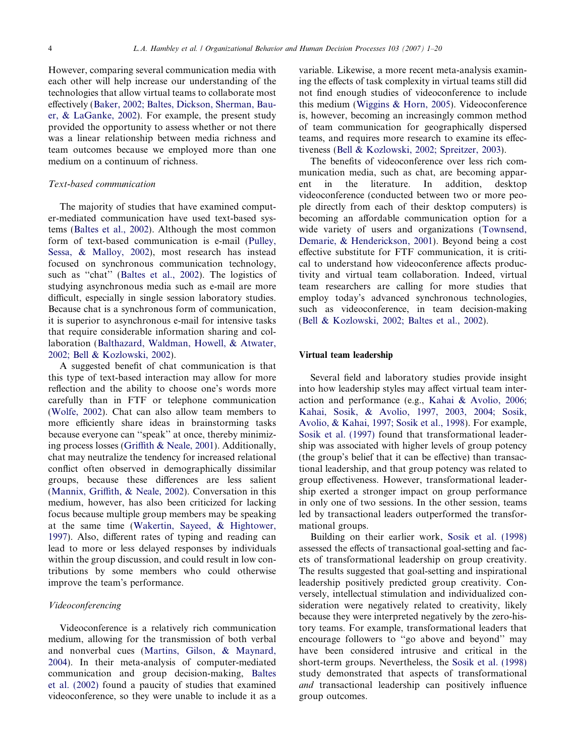However, comparing several communication media with each other will help increase our understanding of the technologies that allow virtual teams to collaborate most effectively (Baker, 2002; Baltes, Dickson, Sherman, Bauer, & LaGanke, 2002). For example, the present study provided the opportunity to assess whether or not there was a linear relationship between media richness and team outcomes because we employed more than one medium on a continuum of richness.

### *Text-based communication*

The majority of studies that have examined computer-mediated communication have used text-based systems (Baltes et al., 2002). Although the most common form of text-based communication is e-mail (Pulley, Sessa, & Malloy, 2002), most research has instead focused on synchronous communication technology, such as "chat" (Baltes et al., 2002). The logistics of studying asynchronous media such as e-mail are more difficult, especially in single session laboratory studies. Because chat is a synchronous form of communication, it is superior to asynchronous e-mail for intensive tasks that require considerable information sharing and collaboration (Balthazard, Waldman, Howell, & Atwater, 2002; Bell & Kozlowski, 2002).

A suggested benefit of chat communication is that this type of text-based interaction may allow for more reflection and the ability to choose one's words more carefully than in FTF or telephone communication (Wolfe, 2002). Chat can also allow team members to more efficiently share ideas in brainstorming tasks because everyone can "speak" at once, thereby minimizing process losses (Griffith & Neale, 2001). Additionally, chat may neutralize the tendency for increased relational conflict often observed in demographically dissimilar groups, because these differences are less salient (Mannix, Griffith, & Neale, 2002). Conversation in this medium, however, has also been criticized for lacking focus because multiple group members may be speaking at the same time (Wakertin, Sayeed, & Hightower, 1997). Also, different rates of typing and reading can lead to more or less delayed responses by individuals within the group discussion, and could result in low contributions by some members who could otherwise improve the team's performance.

### *Videoconferencing*

Videoconference is a relatively rich communication medium, allowing for the transmission of both verbal and nonverbal cues (Martins, Gilson, & Maynard, 2004). In their meta-analysis of computer-mediated communication and group decision-making, Baltes et al. (2002) found a paucity of studies that examined videoconference, so they were unable to include it as a variable. Likewise, a more recent meta-analysis examining the effects of task complexity in virtual teams still did not find enough studies of videoconference to include this medium (Wiggins & Horn, 2005). Videoconference is, however, becoming an increasingly common method of team communication for geographically dispersed teams, and requires more research to examine its effectiveness (Bell & Kozlowski, 2002; Spreitzer, 2003).

The benefits of videoconference over less rich communication media, such as chat, are becoming apparent in the literature. In addition, desktop videoconference (conducted between two or more people directly from each of their desktop computers) is becoming an affordable communication option for a wide variety of users and organizations (Townsend, Demarie, & Henderickson, 2001). Beyond being a cost effective substitute for FTF communication, it is critical to understand how videoconference affects productivity and virtual team collaboration. Indeed, virtual team researchers are calling for more studies that employ today's advanced synchronous technologies, such as videoconference, in team decision-making (Bell & Kozlowski, 2002; Baltes et al., 2002).

## Virtual team leadership

Several field and laboratory studies provide insight into how leadership styles may affect virtual team interaction and performance (e.g., Kahai & Avolio, 2006; Kahai, Sosik, & Avolio, 1997, 2003, 2004; Sosik, Avolio, & Kahai, 1997; Sosik et al., 1998). For example, Sosik et al. (1997) found that transformational leadership was associated with higher levels of group potency (the group's belief that it can be effective) than transactional leadership, and that group potency was related to group effectiveness. However, transformational leadership exerted a stronger impact on group performance in only one of two sessions. In the other session, teams led by transactional leaders outperformed the transformational groups.

Building on their earlier work, Sosik et al. (1998) assessed the effects of transactional goal-setting and facets of transformational leadership on group creativity. The results suggested that goal-setting and inspirational leadership positively predicted group creativity. Conversely, intellectual stimulation and individualized consideration were negatively related to creativity, likely because they were interpreted negatively by the zero-history teams. For example, transformational leaders that encourage followers to "go above and beyond" may have been considered intrusive and critical in the short-term groups. Nevertheless, the Sosik et al. (1998) study demonstrated that aspects of transformational *and* transactional leadership can positively influence group outcomes.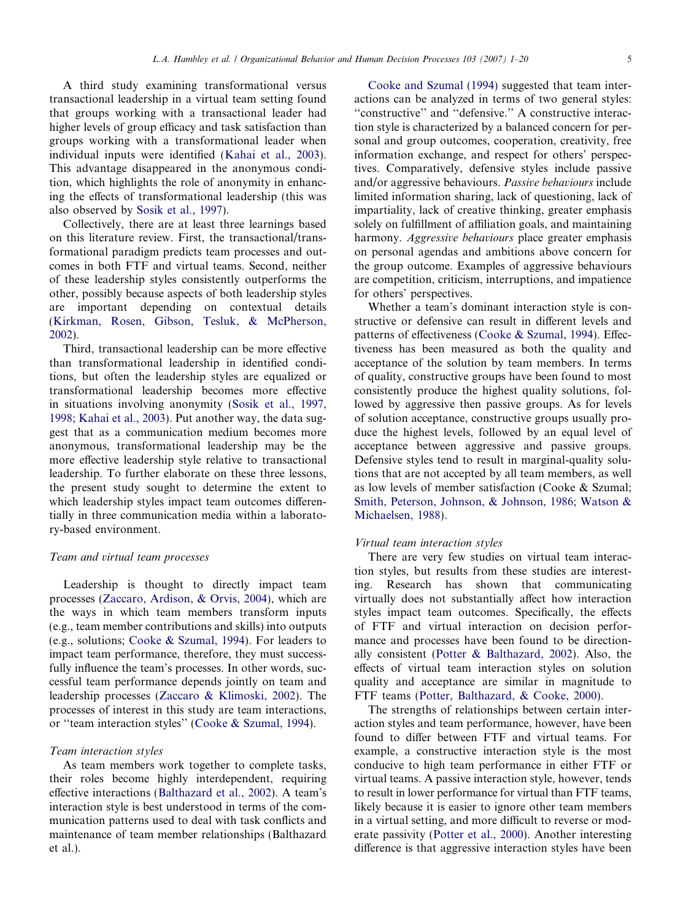A third study examining transformational versus transactional leadership in a virtual team setting found that groups working with a transactional leader had higher levels of group efficacy and task satisfaction than groups working with a transformational leader when individual inputs were identified (Kahai et al., 2003). This advantage disappeared in the anonymous condition, which highlights the role of anonymity in enhancing the effects of transformational leadership (this was also observed by Sosik et al., 1997).

Collectively, there are at least three learnings based on this literature review. First, the transactional/transformational paradigm predicts team processes and outcomes in both FTF and virtual teams. Second, neither of these leadership styles consistently outperforms the other, possibly because aspects of both leadership styles are important depending on contextual details (Kirkman, Rosen, Gibson, Tesluk, & McPherson, 2002).

Third, transactional leadership can be more effective than transformational leadership in identified conditions, but often the leadership styles are equalized or transformational leadership becomes more effective in situations involving anonymity (Sosik et al., 1997, 1998; Kahai et al., 2003). Put another way, the data suggest that as a communication medium becomes more anonymous, transformational leadership may be the more effective leadership style relative to transactional leadership. To further elaborate on these three lessons, the present study sought to determine the extent to which leadership styles impact team outcomes differentially in three communication media within a laboratory-based environment.

### *Team and virtual team processes*

Leadership is thought to directly impact team processes (Zaccaro, Ardison, & Orvis, 2004), which are the ways in which team members transform inputs (e.g., team member contributions and skills) into outputs (e.g., solutions; Cooke & Szumal, 1994). For leaders to impact team performance, therefore, they must successfully influence the team's processes. In other words, successful team performance depends jointly on team and leadership processes (Zaccaro & Klimoski, 2002). The processes of interest in this study are team interactions, or "team interaction styles" (Cooke & Szumal, 1994).

### *Team interaction styles*

As team members work together to complete tasks, their roles become highly interdependent, requiring effective interactions (Balthazard et al., 2002). A team's interaction style is best understood in terms of the communication patterns used to deal with task conflicts and maintenance of team member relationships (Balthazard et al.).

Cooke and Szumal (1994) suggested that team interactions can be analyzed in terms of two general styles: "constructive" and "defensive." A constructive interaction style is characterized by a balanced concern for personal and group outcomes, cooperation, creativity, free information exchange, and respect for others' perspectives. Comparatively, defensive styles include passive and/or aggressive behaviours. *Passive behaviours* include limited information sharing, lack of questioning, lack of impartiality, lack of creative thinking, greater emphasis solely on fulfillment of affiliation goals, and maintaining harmony. *Aggressive behaviours* place greater emphasis on personal agendas and ambitions above concern for the group outcome. Examples of aggressive behaviours are competition, criticism, interruptions, and impatience for others' perspectives.

Whether a team's dominant interaction style is constructive or defensive can result in different levels and patterns of effectiveness (Cooke & Szumal, 1994). Effectiveness has been measured as both the quality and acceptance of the solution by team members. In terms of quality, constructive groups have been found to most consistently produce the highest quality solutions, followed by aggressive then passive groups. As for levels of solution acceptance, constructive groups usually produce the highest levels, followed by an equal level of acceptance between aggressive and passive groups. Defensive styles tend to result in marginal-quality solutions that are not accepted by all team members, as well as low levels of member satisfaction (Cooke & Szumal; Smith, Peterson, Johnson, & Johnson, 1986; Watson & Michaelsen, 1988).

### *Virtual team interaction styles*

There are very few studies on virtual team interaction styles, but results from these studies are interesting. Research has shown that communicating virtually does not substantially affect how interaction styles impact team outcomes. Specifically, the effects of FTF and virtual interaction on decision performance and processes have been found to be directionally consistent (Potter & Balthazard, 2002). Also, the effects of virtual team interaction styles on solution quality and acceptance are similar in magnitude to FTF teams (Potter, Balthazard, & Cooke, 2000).

The strengths of relationships between certain interaction styles and team performance, however, have been found to differ between FTF and virtual teams. For example, a constructive interaction style is the most conducive to high team performance in either FTF or virtual teams. A passive interaction style, however, tends to result in lower performance for virtual than FTF teams, likely because it is easier to ignore other team members in a virtual setting, and more difficult to reverse or moderate passivity (Potter et al., 2000). Another interesting difference is that aggressive interaction styles have been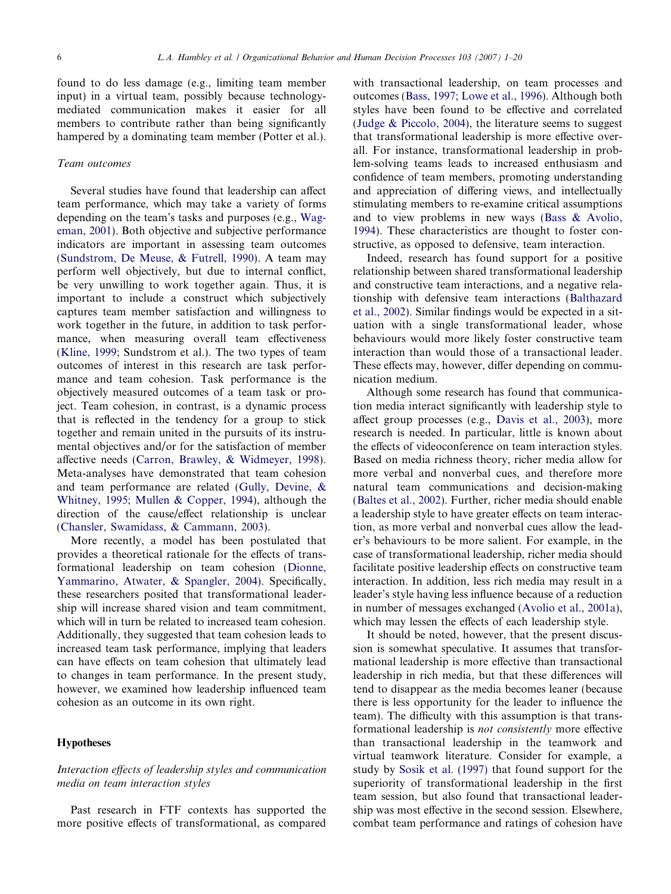found to do less damage (e.g., limiting team member input) in a virtual team, possibly because technology-mediated communication makes it easier for all members to contribute rather than being significantly hampered by a dominating team member (Potter et al.).

### *Team outcomes*

Several studies have found that leadership can affect team performance, which may take a variety of forms depending on the team's tasks and purposes (e.g., Wageman, 2001). Both objective and subjective performance indicators are important in assessing team outcomes (Sundstrom, De Meuse, & Futrell, 1990). A team may perform well objectively, but due to internal conflict, be very unwilling to work together again. Thus, it is important to include a construct which subjectively captures team member satisfaction and willingness to work together in the future, in addition to task performance, when measuring overall team effectiveness (Kline, 1999; Sundstrom et al.). The two types of team outcomes of interest in this research are task performance and team cohesion. Task performance is the objectively measured outcomes of a team task or project. Team cohesion, in contrast, is a dynamic process that is reflected in the tendency for a group to stick together and remain united in the pursuits of its instrumental objectives and/or for the satisfaction of member affective needs (Carron, Brawley, & Widmeyer, 1998). Meta-analyses have demonstrated that team cohesion and team performance are related (Gully, Devine, & Whitney, 1995; Mullen & Copper, 1994), although the direction of the cause/effect relationship is unclear (Chansler, Swamidass, & Cammann, 2003).

More recently, a model has been postulated that provides a theoretical rationale for the effects of transformational leadership on team cohesion (Dionne, Yammarino, Atwater, & Spangler, 2004). Specifically, these researchers posited that transformational leadership will increase shared vision and team commitment, which will in turn be related to increased team cohesion. Additionally, they suggested that team cohesion leads to increased team task performance, implying that leaders can have effects on team cohesion that ultimately lead to changes in team performance. In the present study, however, we examined how leadership influenced team cohesion as an outcome in its own right.

## Hypotheses

### *Interaction effects of leadership styles and communication media on team interaction styles*

Past research in FTF contexts has supported the more positive effects of transformational, as compared with transactional leadership, on team processes and outcomes (Bass, 1997; Lowe et al., 1996). Although both styles have been found to be effective and correlated (Judge & Piccolo, 2004), the literature seems to suggest that transformational leadership is more effective overall. For instance, transformational leadership in problem-solving teams leads to increased enthusiasm and confidence of team members, promoting understanding and appreciation of differing views, and intellectually stimulating members to re-examine critical assumptions and to view problems in new ways (Bass & Avolio, 1994). These characteristics are thought to foster constructive, as opposed to defensive, team interaction.

Indeed, research has found support for a positive relationship between shared transformational leadership and constructive team interactions, and a negative relationship with defensive team interactions (Balthazard et al., 2002). Similar findings would be expected in a situation with a single transformational leader, whose behaviours would more likely foster constructive team interaction than would those of a transactional leader. These effects may, however, differ depending on communication medium.

Although some research has found that communication media interact significantly with leadership style to affect group processes (e.g., Davis et al., 2003), more research is needed. In particular, little is known about the effects of videoconference on team interaction styles. Based on media richness theory, richer media allow for more verbal and nonverbal cues, and therefore more natural team communications and decision-making (Baltes et al., 2002). Further, richer media should enable a leadership style to have greater effects on team interaction, as more verbal and nonverbal cues allow the leader's behaviours to be more salient. For example, in the case of transformational leadership, richer media should facilitate positive leadership effects on constructive team interaction. In addition, less rich media may result in a leader's style having less influence because of a reduction in number of messages exchanged (Avolio et al., 2001a), which may lessen the effects of each leadership style.

It should be noted, however, that the present discussion is somewhat speculative. It assumes that transformational leadership is more effective than transactional leadership in rich media, but that these differences will tend to disappear as the media becomes leaner (because there is less opportunity for the leader to influence the team). The difficulty with this assumption is that transformational leadership is *not consistently* more effective than transactional leadership in the teamwork and virtual teamwork literature. Consider for example, a study by Sosik et al. (1997) that found support for the superiority of transformational leadership in the first team session, but also found that transactional leadership was most effective in the second session. Elsewhere, combat team performance and ratings of cohesion have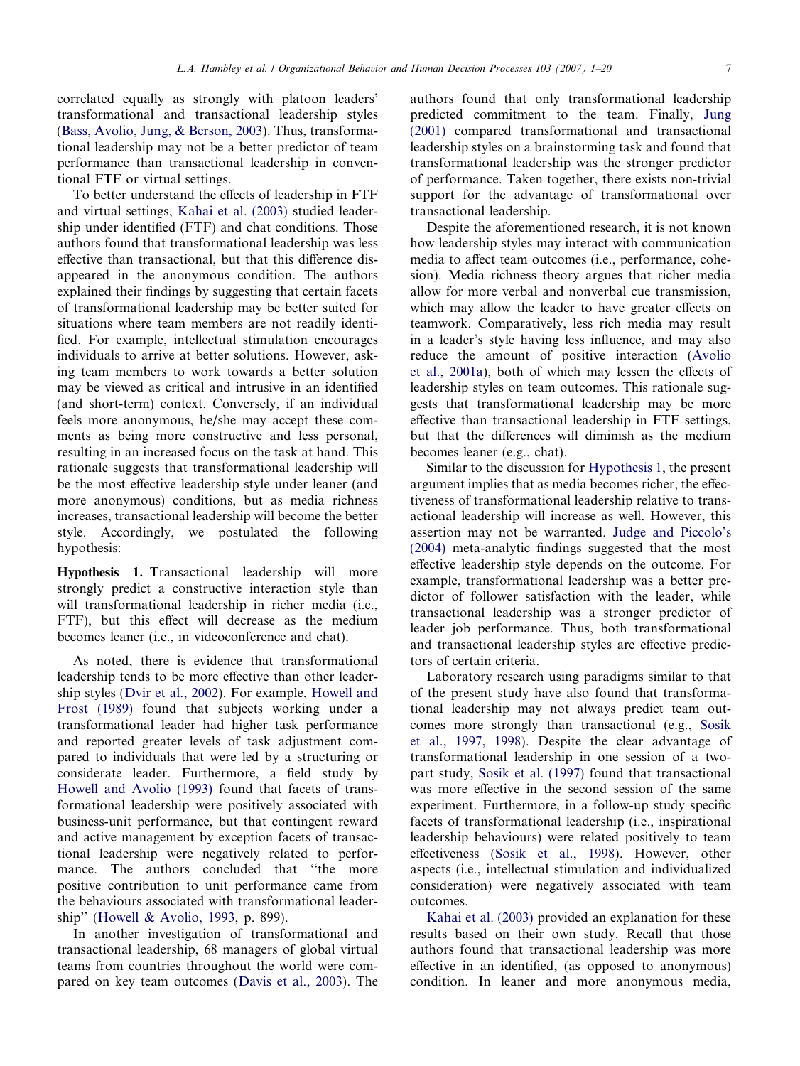correlated equally as strongly with platoon leaders' transformational and transactional leadership styles (Bass, Avolio, Jung, & Berson, 2003). Thus, transformational leadership may not be a better predictor of team performance than transactional leadership in conventional FTF or virtual settings.

To better understand the effects of leadership in FTF and virtual settings, Kahai et al. (2003) studied leadership under identified (FTF) and chat conditions. Those authors found that transformational leadership was less effective than transactional, but that this difference disappeared in the anonymous condition. The authors explained their findings by suggesting that certain facets of transformational leadership may be better suited for situations where team members are not readily identified. For example, intellectual stimulation encourages individuals to arrive at better solutions. However, asking team members to work towards a better solution may be viewed as critical and intrusive in an identified (and short-term) context. Conversely, if an individual feels more anonymous, he/she may accept these comments as being more constructive and less personal, resulting in an increased focus on the task at hand. This rationale suggests that transformational leadership will be the most effective leadership style under leaner (and more anonymous) conditions, but as media richness increases, transactional leadership will become the better style. Accordingly, we postulated the following hypothesis:

**Hypothesis 1.** Transactional leadership will more strongly predict a constructive interaction style than will transformational leadership in richer media (i.e., FTF), but this effect will decrease as the medium becomes leaner (i.e., in videoconference and chat).

As noted, there is evidence that transformational leadership tends to be more effective than other leadership styles (Dvir et al., 2002). For example, Howell and Frost (1989) found that subjects working under a transformational leader had higher task performance and reported greater levels of task adjustment compared to individuals that were led by a structuring or considerate leader. Furthermore, a field study by Howell and Avolio (1993) found that facets of transformational leadership were positively associated with business-unit performance, but that contingent reward and active management by exception facets of transactional leadership were negatively related to performance. The authors concluded that "the more positive contribution to unit performance came from the behaviours associated with transformational leadership" (Howell & Avolio, 1993, p. 899).

In another investigation of transformational and transactional leadership, 68 managers of global virtual teams from countries throughout the world were compared on key team outcomes (Davis et al., 2003). The authors found that only transformational leadership predicted commitment to the team. Finally, Jung (2001) compared transformational and transactional leadership styles on a brainstorming task and found that transformational leadership was the stronger predictor of performance. Taken together, there exists non-trivial support for the advantage of transformational over transactional leadership.

Despite the aforementioned research, it is not known how leadership styles may interact with communication media to affect team outcomes (i.e., performance, cohesion). Media richness theory argues that richer media allow for more verbal and nonverbal cue transmission, which may allow the leader to have greater effects on teamwork. Comparatively, less rich media may result in a leader's style having less influence, and may also reduce the amount of positive interaction (Avolio et al., 2001a), both of which may lessen the effects of leadership styles on team outcomes. This rationale suggests that transformational leadership may be more effective than transactional leadership in FTF settings, but that the differences will diminish as the medium becomes leaner (e.g., chat).

Similar to the discussion for Hypothesis 1, the present argument implies that as media becomes richer, the effectiveness of transformational leadership relative to transactional leadership will increase as well. However, this assertion may not be warranted. Judge and Piccolo's (2004) meta-analytic findings suggested that the most effective leadership style depends on the outcome. For example, transformational leadership was a better predictor of follower satisfaction with the leader, while transactional leadership was a stronger predictor of leader job performance. Thus, both transformational and transactional leadership styles are effective predictors of certain criteria.

Laboratory research using paradigms similar to that of the present study have also found that transformational leadership may not always predict team outcomes more strongly than transactional (e.g., Sosik et al., 1997, 1998). Despite the clear advantage of transformational leadership in one session of a two-part study, Sosik et al. (1997) found that transactional was more effective in the second session of the same experiment. Furthermore, in a follow-up study specific facets of transformational leadership (i.e., inspirational leadership behaviours) were related positively to team effectiveness (Sosik et al., 1998). However, other aspects (i.e., intellectual stimulation and individualized consideration) were negatively associated with team outcomes.

Kahai et al. (2003) provided an explanation for these results based on their own study. Recall that those authors found that transactional leadership was more effective in an identified, (as opposed to anonymous) condition. In leaner and more anonymous media,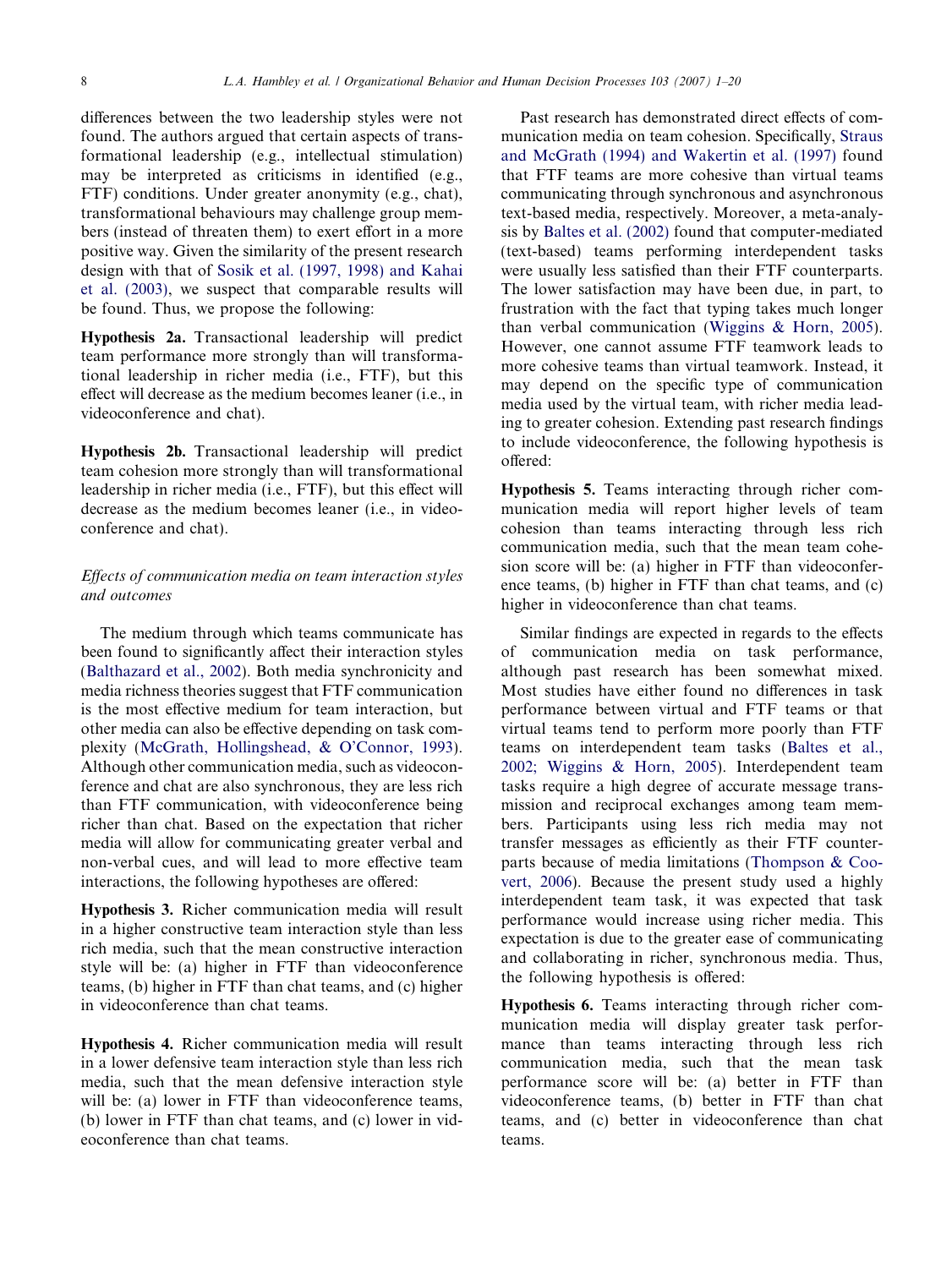differences between the two leadership styles were not found. The authors argued that certain aspects of transformational leadership (e.g., intellectual stimulation) may be interpreted as criticisms in identified (e.g., FTF) conditions. Under greater anonymity (e.g., chat), transformational behaviours may challenge group members (instead of threaten them) to exert effort in a more positive way. Given the similarity of the present research design with that of Sosik et al. (1997, 1998) and Kahai et al. (2003), we suspect that comparable results will be found. Thus, we propose the following:

**Hypothesis 2a.** Transactional leadership will predict team performance more strongly than will transformational leadership in richer media (i.e., FTF), but this effect will decrease as the medium becomes leaner (i.e., in videoconference and chat).

**Hypothesis 2b.** Transactional leadership will predict team cohesion more strongly than will transformational leadership in richer media (i.e., FTF), but this effect will decrease as the medium becomes leaner (i.e., in videoconference and chat).

### *Effects of communication media on team interaction styles and outcomes*

The medium through which teams communicate has been found to significantly affect their interaction styles (Balthazard et al., 2002). Both media synchronicity and media richness theories suggest that FTF communication is the most effective medium for team interaction, but other media can also be effective depending on task complexity (McGrath, Hollingshead, & O'Connor, 1993). Although other communication media, such as videoconference and chat are also synchronous, they are less rich than FTF communication, with videoconference being richer than chat. Based on the expectation that richer media will allow for communicating greater verbal and non-verbal cues, and will lead to more effective team interactions, the following hypotheses are offered:

**Hypothesis 3.** Richer communication media will result in a higher constructive team interaction style than less rich media, such that the mean constructive interaction style will be: (a) higher in FTF than videoconference teams, (b) higher in FTF than chat teams, and (c) higher in videoconference than chat teams.

**Hypothesis 4.** Richer communication media will result in a lower defensive team interaction style than less rich media, such that the mean defensive interaction style will be: (a) lower in FTF than videoconference teams, (b) lower in FTF than chat teams, and (c) lower in videoconference than chat teams.

Past research has demonstrated direct effects of communication media on team cohesion. Specifically, Straus and McGrath (1994) and Wakertin et al. (1997) found that FTF teams are more cohesive than virtual teams communicating through synchronous and asynchronous text-based media, respectively. Moreover, a meta-analysis by Baltes et al. (2002) found that computer-mediated (text-based) teams performing interdependent tasks were usually less satisfied than their FTF counterparts. The lower satisfaction may have been due, in part, to frustration with the fact that typing takes much longer than verbal communication (Wiggins & Horn, 2005). However, one cannot assume FTF teamwork leads to more cohesive teams than virtual teamwork. Instead, it may depend on the specific type of communication media used by the virtual team, with richer media leading to greater cohesion. Extending past research findings to include videoconference, the following hypothesis is offered:

**Hypothesis 5.** Teams interacting through richer communication media will report higher levels of team cohesion than teams interacting through less rich communication media, such that the mean team cohesion score will be: (a) higher in FTF than videoconference teams, (b) higher in FTF than chat teams, and (c) higher in videoconference than chat teams.

Similar findings are expected in regards to the effects of communication media on task performance, although past research has been somewhat mixed. Most studies have either found no differences in task performance between virtual and FTF teams or that virtual teams tend to perform more poorly than FTF teams on interdependent team tasks (Baltes et al., 2002; Wiggins & Horn, 2005). Interdependent team tasks require a high degree of accurate message transmission and reciprocal exchanges among team members. Participants using less rich media may not transfer messages as efficiently as their FTF counterparts because of media limitations (Thompson & Coovert, 2006). Because the present study used a highly interdependent team task, it was expected that task performance would increase using richer media. This expectation is due to the greater ease of communicating and collaborating in richer, synchronous media. Thus, the following hypothesis is offered:

**Hypothesis 6.** Teams interacting through richer communication media will display greater task performance than teams interacting through less rich communication media, such that the mean task performance score will be: (a) better in FTF than videoconference teams, (b) better in FTF than chat teams, and (c) better in videoconference than chat teams.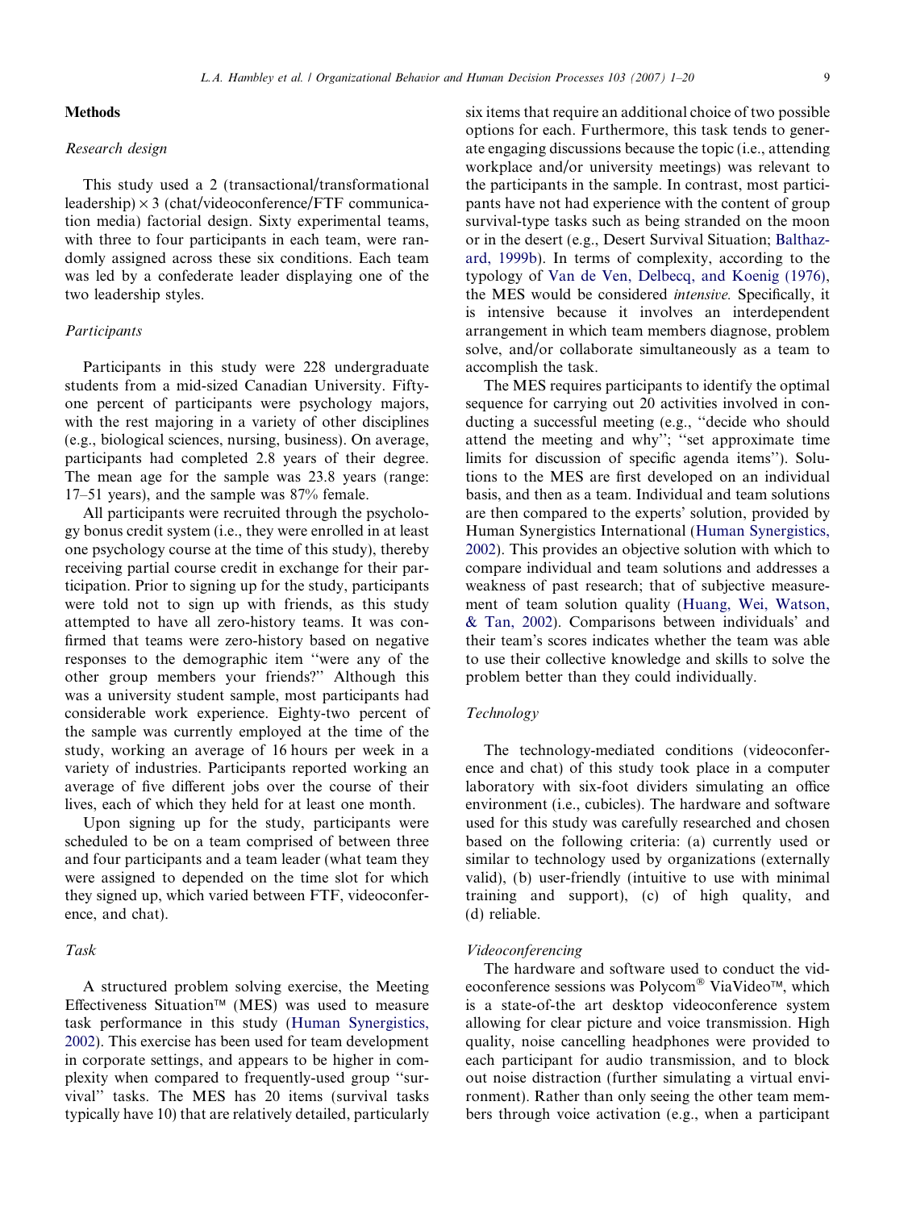## Methods

### *Research design*

This study used a 2 (transactional/transformational leadership) × 3 (chat/videoconference/FTF communication media) factorial design. Sixty experimental teams, with three to four participants in each team, were randomly assigned across these six conditions. Each team was led by a confederate leader displaying one of the two leadership styles.

### *Participants*

Participants in this study were 228 undergraduate students from a mid-sized Canadian University. Fifty-one percent of participants were psychology majors, with the rest majoring in a variety of other disciplines (e.g., biological sciences, nursing, business). On average, participants had completed 2.8 years of their degree. The mean age for the sample was 23.8 years (range: 17–51 years), and the sample was 87% female.

All participants were recruited through the psychology bonus credit system (i.e., they were enrolled in at least one psychology course at the time of this study), thereby receiving partial course credit in exchange for their participation. Prior to signing up for the study, participants were told not to sign up with friends, as this study attempted to have all zero-history teams. It was confirmed that teams were zero-history based on negative responses to the demographic item "were any of the other group members your friends?" Although this was a university student sample, most participants had considerable work experience. Eighty-two percent of the sample was currently employed at the time of the study, working an average of 16 hours per week in a variety of industries. Participants reported working an average of five different jobs over the course of their lives, each of which they held for at least one month.

Upon signing up for the study, participants were scheduled to be on a team comprised of between three and four participants and a team leader (what team they were assigned to depended on the time slot for which they signed up, which varied between FTF, videoconference, and chat).

### *Task*

A structured problem solving exercise, the Meeting Effectiveness Situation™ (MES) was used to measure task performance in this study (Human Synergistics, 2002). This exercise has been used for team development in corporate settings, and appears to be higher in complexity when compared to frequently-used group "survival" tasks. The MES has 20 items (survival tasks typically have 10) that are relatively detailed, particularly six items that require an additional choice of two possible options for each. Furthermore, this task tends to generate engaging discussions because the topic (i.e., attending workplace and/or university meetings) was relevant to the participants in the sample. In contrast, most participants have not had experience with the content of group survival-type tasks such as being stranded on the moon or in the desert (e.g., Desert Survival Situation; Balthazard, 1999b). In terms of complexity, according to the typology of Van de Ven, Delbecq, and Koenig (1976), the MES would be considered *intensive.* Specifically, it is intensive because it involves an interdependent arrangement in which team members diagnose, problem solve, and/or collaborate simultaneously as a team to accomplish the task.

The MES requires participants to identify the optimal sequence for carrying out 20 activities involved in conducting a successful meeting (e.g., "decide who should attend the meeting and why"; "set approximate time limits for discussion of specific agenda items"). Solutions to the MES are first developed on an individual basis, and then as a team. Individual and team solutions are then compared to the experts' solution, provided by Human Synergistics International (Human Synergistics, 2002). This provides an objective solution with which to compare individual and team solutions and addresses a weakness of past research; that of subjective measurement of team solution quality (Huang, Wei, Watson, & Tan, 2002). Comparisons between individuals' and their team's scores indicates whether the team was able to use their collective knowledge and skills to solve the problem better than they could individually.

### *Technology*

The technology-mediated conditions (videoconference and chat) of this study took place in a computer laboratory with six-foot dividers simulating an office environment (i.e., cubicles). The hardware and software used for this study was carefully researched and chosen based on the following criteria: (a) currently used or similar to technology used by organizations (externally valid), (b) user-friendly (intuitive to use with minimal training and support), (c) of high quality, and (d) reliable.

#### *Videoconferencing*

The hardware and software used to conduct the videoconference sessions was Polycom® ViaVideo™, which is a state-of-the art desktop videoconference system allowing for clear picture and voice transmission. High quality, noise cancelling headphones were provided to each participant for audio transmission, and to block out noise distraction (further simulating a virtual environment). Rather than only seeing the other team members through voice activation (e.g., when a participant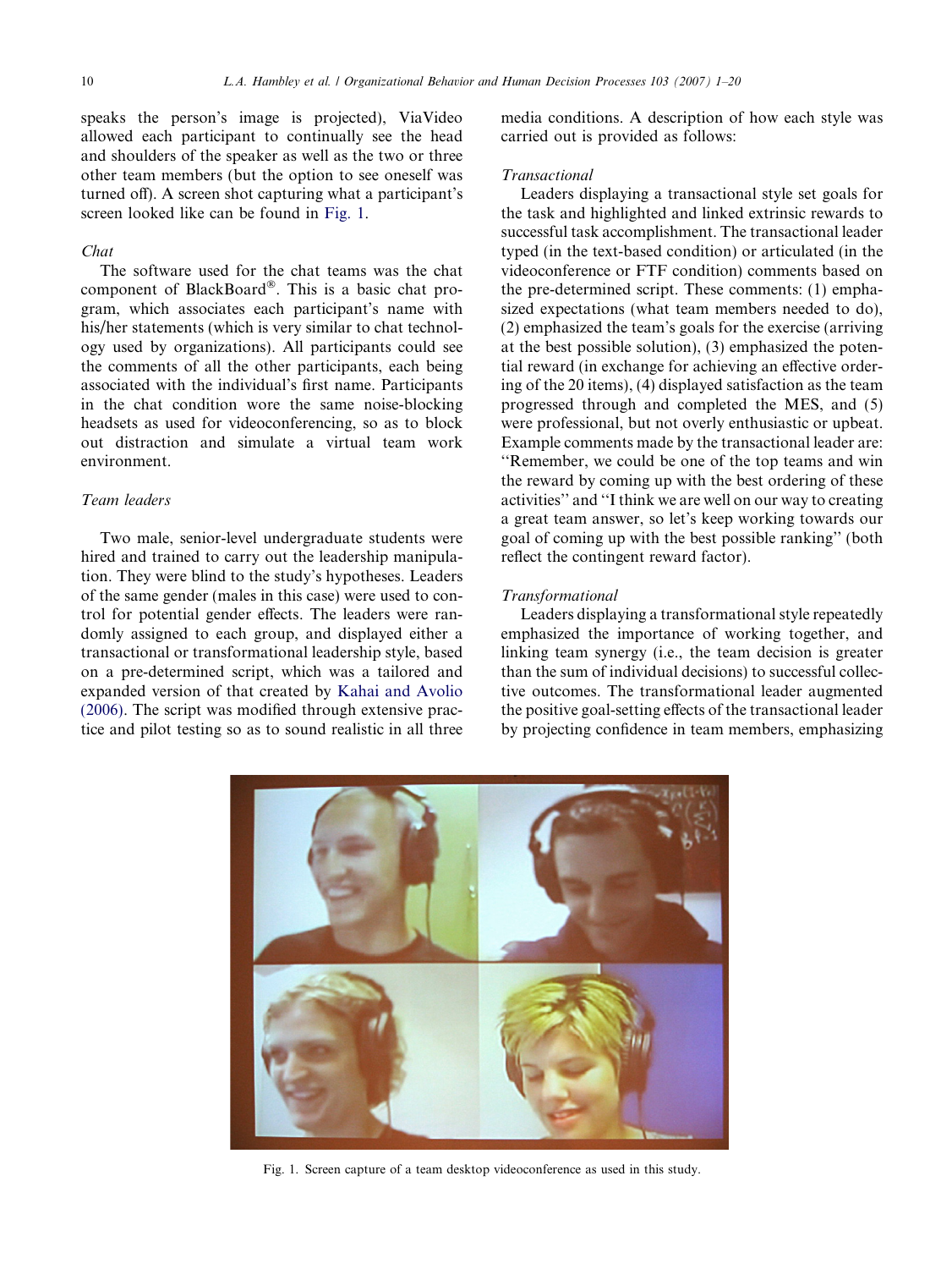speaks the person's image is projected), ViaVideo allowed each participant to continually see the head and shoulders of the speaker as well as the two or three other team members (but the option to see oneself was turned off). A screen shot capturing what a participant's screen looked like can be found in Fig. 1.

*Chat*

The software used for the chat teams was the chat component of BlackBoard®. This is a basic chat program, which associates each participant's name with his/her statements (which is very similar to chat technology used by organizations). All participants could see the comments of all the other participants, each being associated with the individual's first name. Participants in the chat condition wore the same noise-blocking headsets as used for videoconferencing, so as to block out distraction and simulate a virtual team work environment.

*Team leaders*

Two male, senior-level undergraduate students were hired and trained to carry out the leadership manipulation. They were blind to the study's hypotheses. Leaders of the same gender (males in this case) were used to control for potential gender effects. The leaders were randomly assigned to each group, and displayed either a transactional or transformational leadership style, based on a pre-determined script, which was a tailored and expanded version of that created by Kahai and Avolio (2006). The script was modified through extensive practice and pilot testing so as to sound realistic in all three media conditions. A description of how each style was carried out is provided as follows:

*Transactional*

Leaders displaying a transactional style set goals for the task and highlighted and linked extrinsic rewards to successful task accomplishment. The transactional leader typed (in the text-based condition) or articulated (in the videoconference or FTF condition) comments based on the pre-determined script. These comments: (1) emphasized expectations (what team members needed to do), (2) emphasized the team's goals for the exercise (arriving at the best possible solution), (3) emphasized the potential reward (in exchange for achieving an effective ordering of the 20 items), (4) displayed satisfaction as the team progressed through and completed the MES, and (5) were professional, but not overly enthusiastic or upbeat. Example comments made by the transactional leader are: "Remember, we could be one of the top teams and win the reward by coming up with the best ordering of these activities" and "I think we are well on our way to creating a great team answer, so let's keep working towards our goal of coming up with the best possible ranking" (both reflect the contingent reward factor).

*Transformational*

Leaders displaying a transformational style repeatedly emphasized the importance of working together, and linking team synergy (i.e., the team decision is greater than the sum of individual decisions) to successful collective outcomes. The transformational leader augmented the positive goal-setting effects of the transactional leader by projecting confidence in team members, emphasizing

Fig. 1. Screen capture of a team desktop videoconference as used in this study.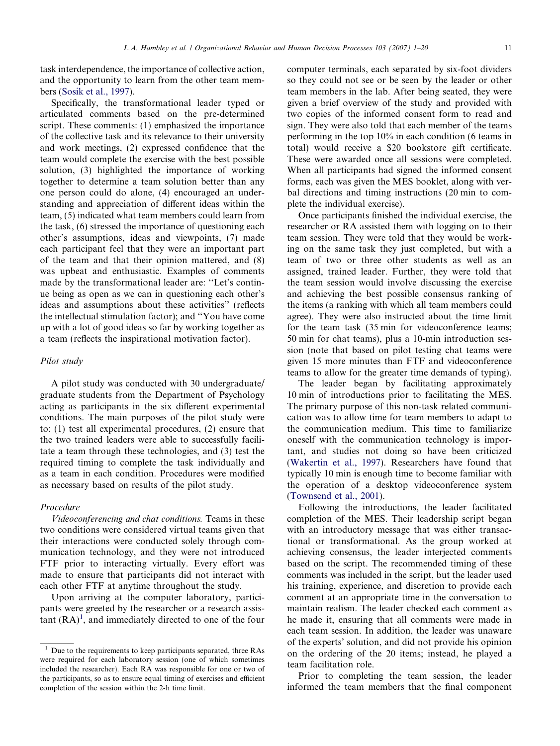task interdependence, the importance of collective action, and the opportunity to learn from the other team members (Sosik et al., 1997).

Specifically, the transformational leader typed or articulated comments based on the pre-determined script. These comments: (1) emphasized the importance of the collective task and its relevance to their university and work meetings, (2) expressed confidence that the team would complete the exercise with the best possible solution, (3) highlighted the importance of working together to determine a team solution better than any one person could do alone, (4) encouraged an understanding and appreciation of different ideas within the team, (5) indicated what team members could learn from the task, (6) stressed the importance of questioning each other's assumptions, ideas and viewpoints, (7) made each participant feel that they were an important part of the team and that their opinion mattered, and (8) was upbeat and enthusiastic. Examples of comments made by the transformational leader are: ''Let's continue being as open as we can in questioning each other's ideas and assumptions about these activities'' (reflects the intellectual stimulation factor); and ''You have come up with a lot of good ideas so far by working together as a team (reflects the inspirational motivation factor).

*Pilot study*

A pilot study was conducted with 30 undergraduate/graduate students from the Department of Psychology acting as participants in the six different experimental conditions. The main purposes of the pilot study were to: (1) test all experimental procedures, (2) ensure that the two trained leaders were able to successfully facilitate a team through these technologies, and (3) test the required timing to complete the task individually and as a team in each condition. Procedures were modified as necessary based on results of the pilot study.

*Procedure*

*Videoconferencing and chat conditions.* Teams in these two conditions were considered virtual teams given that their interactions were conducted solely through communication technology, and they were not introduced FTF prior to interacting virtually. Every effort was made to ensure that participants did not interact with each other FTF at anytime throughout the study.

Upon arriving at the computer laboratory, participants were greeted by the researcher or a research assistant (RA)[1], and immediately directed to one of the four computer terminals, each separated by six-foot dividers so they could not see or be seen by the leader or other team members in the lab. After being seated, they were given a brief overview of the study and provided with two copies of the informed consent form to read and sign. They were also told that each member of the teams performing in the top 10% in each condition (6 teams in total) would receive a $20 bookstore gift certificate. These were awarded once all sessions were completed. When all participants had signed the informed consent forms, each was given the MES booklet, along with verbal directions and timing instructions (20 min to complete the individual exercise).

Once participants finished the individual exercise, the researcher or RA assisted them with logging on to their team session. They were told that they would be working on the same task they just completed, but with a team of two or three other students as well as an assigned, trained leader. Further, they were told that the team session would involve discussing the exercise and achieving the best possible consensus ranking of the items (a ranking with which all team members could agree). They were also instructed about the time limit for the team task (35 min for videoconference teams; 50 min for chat teams), plus a 10-min introduction session (note that based on pilot testing chat teams were given 15 more minutes than FTF and videoconference teams to allow for the greater time demands of typing).

The leader began by facilitating approximately 10 min of introductions prior to facilitating the MES. The primary purpose of this non-task related communication was to allow time for team members to adapt to the communication medium. This time to familiarize oneself with the communication technology is important, and studies not doing so have been criticized (Wakertin et al., 1997). Researchers have found that typically 10 min is enough time to become familiar with the operation of a desktop videoconference system (Townsend et al., 2001).

Following the introductions, the leader facilitated completion of the MES. Their leadership script began with an introductory message that was either transactional or transformational. As the group worked at achieving consensus, the leader interjected comments based on the script. The recommended timing of these comments was included in the script, but the leader used his training, experience, and discretion to provide each comment at an appropriate time in the conversation to maintain realism. The leader checked each comment as he made it, ensuring that all comments were made in each team session. In addition, the leader was unaware of the experts' solution, and did not provide his opinion on the ordering of the 20 items; instead, he played a team facilitation role.

Prior to completing the team session, the leader informed the team members that the final component

[1] Due to the requirements to keep participants separated, three RAs were required for each laboratory session (one of which sometimes included the researcher). Each RA was responsible for one or two of the participants, so as to ensure equal timing of exercises and efficient completion of the session within the 2-h time limit.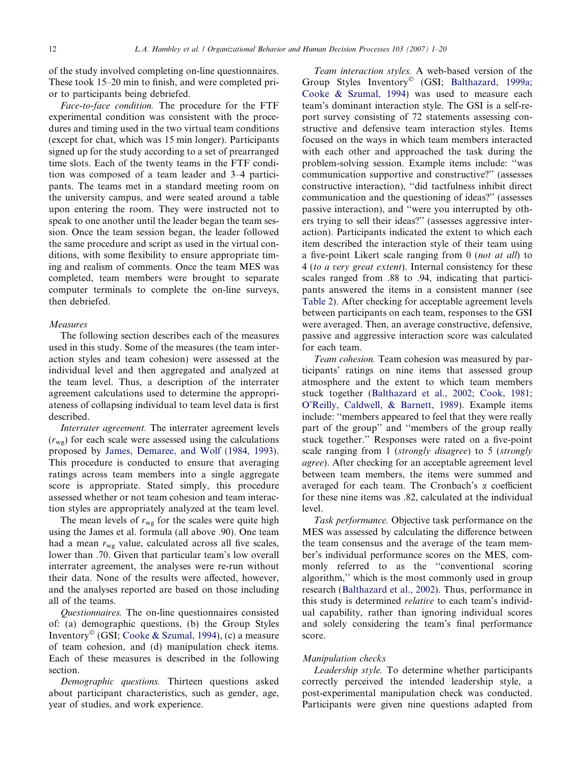of the study involved completing on-line questionnaires. These took 15–20 min to finish, and were completed prior to participants being debriefed.

*Face-to-face condition.* The procedure for the FTF experimental condition was consistent with the procedures and timing used in the two virtual team conditions (except for chat, which was 15 min longer). Participants signed up for the study according to a set of prearranged time slots. Each of the twenty teams in the FTF condition was composed of a team leader and 3–4 participants. The teams met in a standard meeting room on the university campus, and were seated around a table upon entering the room. They were instructed not to speak to one another until the leader began the team session. Once the team session began, the leader followed the same procedure and script as used in the virtual conditions, with some flexibility to ensure appropriate timing and realism of comments. Once the team MES was completed, team members were brought to separate computer terminals to complete the on-line surveys, then debriefed.

### Measures

The following section describes each of the measures used in this study. Some of the measures (the team interaction styles and team cohesion) were assessed at the individual level and then aggregated and analyzed at the team level. Thus, a description of the interrater agreement calculations used to determine the appropriateness of collapsing individual to team level data is first described.

*Interrater agreement.* The interrater agreement levels ($r_{wg}$) for each scale were assessed using the calculations proposed by James, Demaree, and Wolf (1984, 1993). This procedure is conducted to ensure that averaging ratings across team members into a single aggregate score is appropriate. Stated simply, this procedure assessed whether or not team cohesion and team interaction styles are appropriately analyzed at the team level.

The mean levels of $r_{wg}$ for the scales were quite high using the James et al. formula (all above .90). One team had a mean $r_{wg}$ value, calculated across all five scales, lower than .70. Given that particular team's low overall interrater agreement, the analyses were re-run without their data. None of the results were affected, however, and the analyses reported are based on those including all of the teams.

*Questionnaires.* The on-line questionnaires consisted of: (a) demographic questions, (b) the Group Styles Inventory© (GSI; Cooke & Szumal, 1994), (c) a measure of team cohesion, and (d) manipulation check items. Each of these measures is described in the following section.

*Demographic questions.* Thirteen questions asked about participant characteristics, such as gender, age, year of studies, and work experience.

*Team interaction styles.* A web-based version of the Group Styles Inventory© (GSI; Balthazard, 1999a; Cooke & Szumal, 1994) was used to measure each team's dominant interaction style. The GSI is a self-report survey consisting of 72 statements assessing constructive and defensive team interaction styles. Items focused on the ways in which team members interacted with each other and approached the task during the problem-solving session. Example items include: "was communication supportive and constructive?" (assesses constructive interaction), "did tactfulness inhibit direct communication and the questioning of ideas?" (assesses passive interaction), and "were you interrupted by others trying to sell their ideas?" (assesses aggressive interaction). Participants indicated the extent to which each item described the interaction style of their team using a five-point Likert scale ranging from 0 (*not at all*) to 4 (*to a very great extent*). Internal consistency for these scales ranged from .88 to .94, indicating that participants answered the items in a consistent manner (see Table 2). After checking for acceptable agreement levels between participants on each team, responses to the GSI were averaged. Then, an average constructive, defensive, passive and aggressive interaction score was calculated for each team.

*Team cohesion.* Team cohesion was measured by participants' ratings on nine items that assessed group atmosphere and the extent to which team members stuck together (Balthazard et al., 2002; Cook, 1981; O'Reilly, Caldwell, & Barnett, 1989). Example items include: "members appeared to feel that they were really part of the group" and "members of the group really stuck together." Responses were rated on a five-point scale ranging from 1 (*strongly disagree*) to 5 (*strongly agree*). After checking for an acceptable agreement level between team members, the items were summed and averaged for each team. The Cronbach's $\alpha$ coefficient for these nine items was .82, calculated at the individual level.

*Task performance.* Objective task performance on the MES was assessed by calculating the difference between the team consensus and the average of the team member's individual performance scores on the MES, commonly referred to as the "conventional scoring algorithm," which is the most commonly used in group research (Balthazard et al., 2002). Thus, performance in this study is determined *relative* to each team's individual capability, rather than ignoring individual scores and solely considering the team's final performance score.

### Manipulation checks

*Leadership style.* To determine whether participants correctly perceived the intended leadership style, a post-experimental manipulation check was conducted. Participants were given nine questions adapted from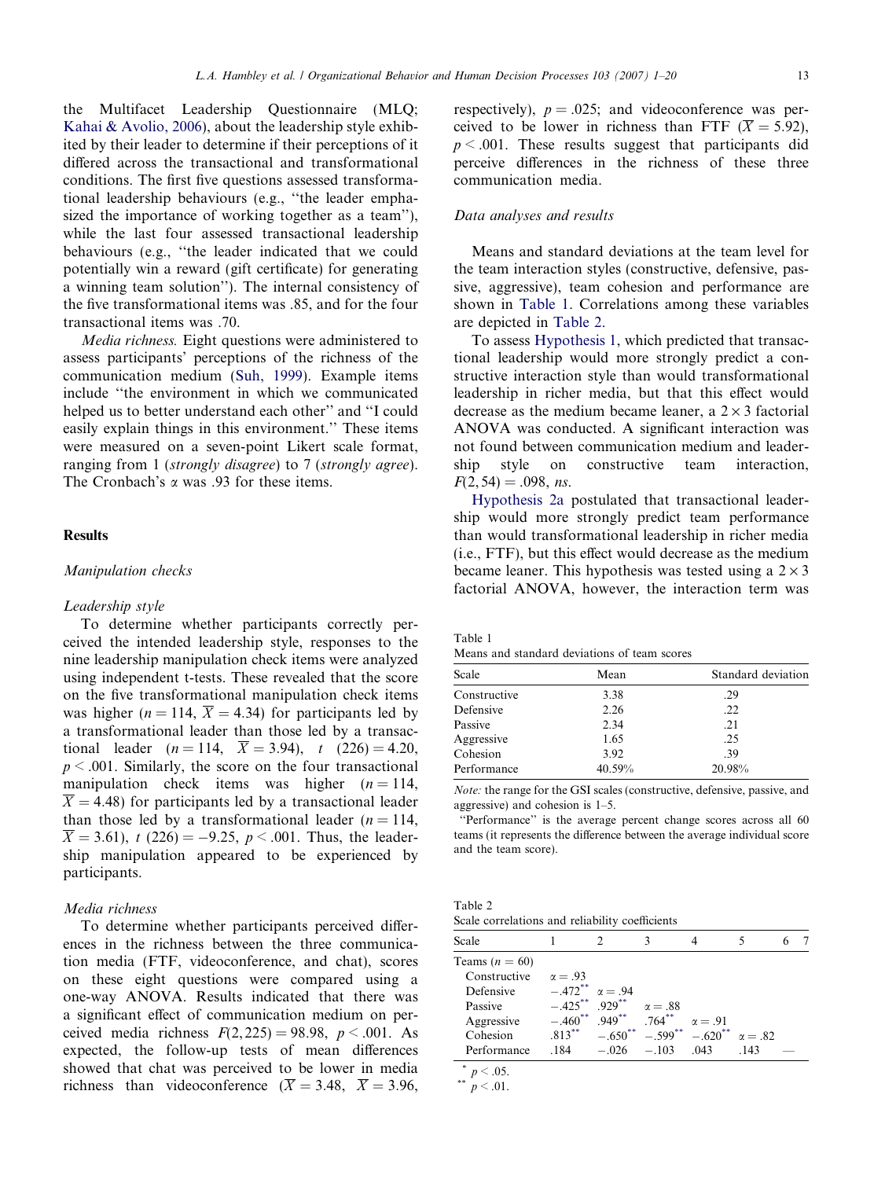the Multifacet Leadership Questionnaire (MLQ; Kahai & Avolio, 2006), about the leadership style exhibited by their leader to determine if their perceptions of it differed across the transactional and transformational conditions. The first five questions assessed transformational leadership behaviours (e.g., "the leader emphasized the importance of working together as a team"), while the last four assessed transactional leadership behaviours (e.g., "the leader indicated that we could potentially win a reward (gift certificate) for generating a winning team solution"). The internal consistency of the five transformational items was .85, and for the four transactional items was .70.

*Media richness.* Eight questions were administered to assess participants' perceptions of the richness of the communication medium (Suh, 1999). Example items include "the environment in which we communicated helped us to better understand each other" and "I could easily explain things in this environment." These items were measured on a seven-point Likert scale format, ranging from 1 (*strongly disagree*) to 7 (*strongly agree*). The Cronbach's $\alpha$ was .93 for these items.

## Results

### Manipulation checks

#### Leadership style

To determine whether participants correctly perceived the intended leadership style, responses to the nine leadership manipulation check items were analyzed using independent t-tests. These revealed that the score on the five transformational manipulation check items was higher ($n = 114$, $\overline{X} = 4.34$) for participants led by a transformational leader than those led by a transactional leader ($n = 114$, $\overline{X} = 3.94$), $t\ (226) = 4.20$, $p < .001$. Similarly, the score on the four transactional manipulation check items was higher ($n = 114$, $\overline{X} = 4.48$) for participants led by a transactional leader than those led by a transformational leader ($n = 114$, $\overline{X} = 3.61$), $t\ (226) = -9.25$, $p < .001$. Thus, the leadership manipulation appeared to be experienced by participants.

#### Media richness

To determine whether participants perceived differences in the richness between the three communication media (FTF, videoconference, and chat), scores on these eight questions were compared using a one-way ANOVA. Results indicated that there was a significant effect of communication medium on perceived media richness $F(2, 225) = 98.98$, $p < .001$. As expected, the follow-up tests of mean differences showed that chat was perceived to be lower in media richness than videoconference ($\overline{X} = 3.48$, $\overline{X} = 3.96$, respectively), $p = .025$; and videoconference was perceived to be lower in richness than FTF ($\overline{X} = 5.92$), $p < .001$. These results suggest that participants did perceive differences in the richness of these three communication media.

### Data analyses and results

Means and standard deviations at the team level for the team interaction styles (constructive, defensive, passive, aggressive), team cohesion and performance are shown in Table 1. Correlations among these variables are depicted in Table 2.

To assess Hypothesis 1, which predicted that transactional leadership would more strongly predict a constructive interaction style than would transformational leadership in richer media, but that this effect would decrease as the medium became leaner, a $2 \times 3$ factorial ANOVA was conducted. A significant interaction was not found between communication medium and leadership style on constructive team interaction, $F(2, 54) = .098$, *ns*.

Hypothesis 2a postulated that transactional leadership would more strongly predict team performance than would transformational leadership in richer media (i.e., FTF), but this effect would decrease as the medium became leaner. This hypothesis was tested using a $2 \times 3$ factorial ANOVA, however, the interaction term was

Table 1
Means and standard deviations of team scores

| Scale | Mean | Standard deviation |
|---|---|---|
| Constructive | 3.38 | .29 |
| Defensive | 2.26 | .22 |
| Passive | 2.34 | .21 |
| Aggressive | 1.65 | .25 |
| Cohesion | 3.92 | .39 |
| Performance | 40.59% | 20.98% |

*Note:* the range for the GSI scales (constructive, defensive, passive, and aggressive) and cohesion is 1–5.
"Performance" is the average percent change scores across all 60 teams (it represents the difference between the average individual score and the team score).

Table 2
Scale correlations and reliability coefficients

| Scale | 1 | 2 | 3 | 4 | 5 | 6 | 7 |
|---|---|---|---|---|---|---|---|
| Teams ($n = 60$) | | | | | | | |
| Constructive | $\alpha = .93$ | | | | | | |
| Defensive | $-.472^{**}$ | $\alpha = .94$ | | | | | |
| Passive | $-.425^{**}$ | $.929^{**}$ | $\alpha = .88$ | | | | |
| Aggressive | $-.460^{**}$ | $.949^{**}$ | $.764^{**}$ | $\alpha = .91$ | | | |
| Cohesion | $.813^{**}$ | $-.650^{**}$ | $-.599^{**}$ | $-.620^{**}$ | $\alpha = .82$ | | |
| Performance | .184 | $-.026$ | $-.103$ | .043 | .143 | — | |

\* $p < .05$.
\*\* $p < .01$.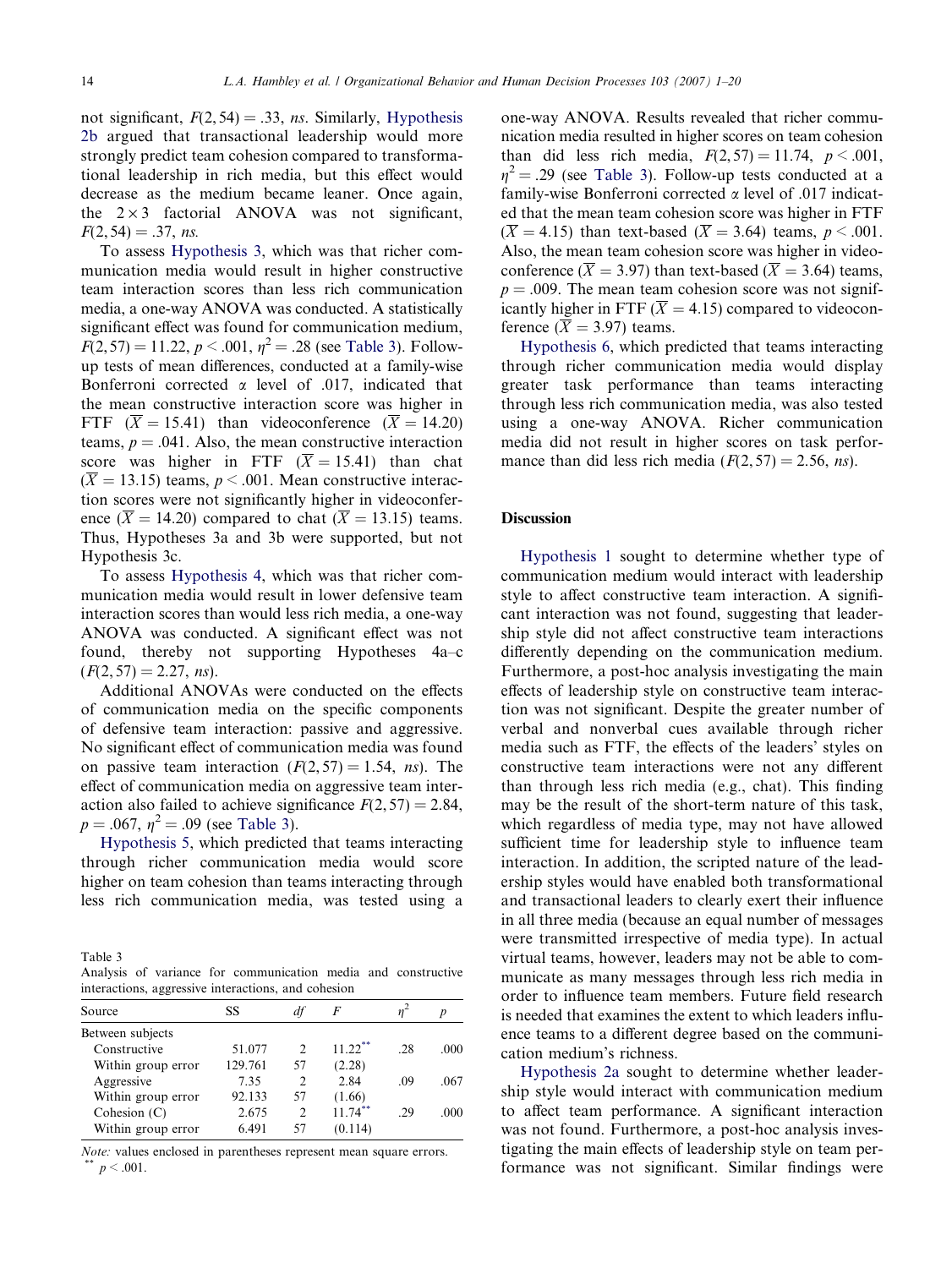not significant, $F(2, 54) = .33$, *ns*. Similarly, Hypothesis 2b argued that transactional leadership would more strongly predict team cohesion compared to transformational leadership in rich media, but this effect would decrease as the medium became leaner. Once again, the $2 \times 3$ factorial ANOVA was not significant, $F(2, 54) = .37$, *ns*.

To assess Hypothesis 3, which was that richer communication media would result in higher constructive team interaction scores than less rich communication media, a one-way ANOVA was conducted. A statistically significant effect was found for communication medium, $F(2, 57) = 11.22$, $p < .001$, $\eta^2 = .28$ (see Table 3). Follow-up tests of mean differences, conducted at a family-wise Bonferroni corrected $\alpha$ level of .017, indicated that the mean constructive interaction score was higher in FTF ($\overline{X} = 15.41$) than videoconference ($\overline{X} = 14.20$) teams, $p = .041$. Also, the mean constructive interaction score was higher in FTF ($\overline{X} = 15.41$) than chat ($\overline{X} = 13.15$) teams, $p < .001$. Mean constructive interaction scores were not significantly higher in videoconference ($\overline{X} = 14.20$) compared to chat ($\overline{X} = 13.15$) teams. Thus, Hypotheses 3a and 3b were supported, but not Hypothesis 3c.

To assess Hypothesis 4, which was that richer communication media would result in lower defensive team interaction scores than would less rich media, a one-way ANOVA was conducted. A significant effect was not found, thereby not supporting Hypotheses 4a–c ($F(2, 57) = 2.27$, *ns*).

Additional ANOVAs were conducted on the effects of communication media on the specific components of defensive team interaction: passive and aggressive. No significant effect of communication media was found on passive team interaction ($F(2, 57) = 1.54$, *ns*). The effect of communication media on aggressive team interaction also failed to achieve significance $F(2, 57) = 2.84$, $p = .067$, $\eta^2 = .09$ (see Table 3).

Hypothesis 5, which predicted that teams interacting through richer communication media would score higher on team cohesion than teams interacting through less rich communication media, was tested using a one-way ANOVA. Results revealed that richer communication media resulted in higher scores on team cohesion than did less rich media, $F(2, 57) = 11.74$, $p < .001$, $\eta^2 = .29$ (see Table 3). Follow-up tests conducted at a family-wise Bonferroni corrected $\alpha$ level of .017 indicated that the mean team cohesion score was higher in FTF ($\overline{X} = 4.15$) than text-based ($\overline{X} = 3.64$) teams, $p < .001$. Also, the mean team cohesion score was higher in videoconference ($\overline{X} = 3.97$) than text-based ($\overline{X} = 3.64$) teams, $p = .009$. The mean team cohesion score was not significantly higher in FTF ($\overline{X} = 4.15$) compared to videoconference ($\overline{X} = 3.97$) teams.

Hypothesis 6, which predicted that teams interacting through richer communication media would display greater task performance than teams interacting through less rich communication media, was also tested using a one-way ANOVA. Richer communication media did not result in higher scores on task performance than did less rich media ($F(2, 57) = 2.56$, *ns*).

Table 3
Analysis of variance for communication media and constructive interactions, aggressive interactions, and cohesion

| Source | SS | *df* | *F* | $\eta^2$ | *p* |
|---|---|---|---|---|---|
| Between subjects | | | | | |
| Constructive | 51.077 | 2 | 11.22** | .28 | .000 |
| Within group error | 129.761 | 57 | (2.28) | | |
| Aggressive | 7.35 | 2 | 2.84 | .09 | .067 |
| Within group error | 92.133 | 57 | (1.66) | | |
| Cohesion (C) | 2.675 | 2 | 11.74** | .29 | .000 |
| Within group error | 6.491 | 57 | (0.114) | | |

*Note:* values enclosed in parentheses represent mean square errors.
** $p < .001$.

## Discussion

Hypothesis 1 sought to determine whether type of communication medium would interact with leadership style to affect constructive team interaction. A significant interaction was not found, suggesting that leadership style did not affect constructive team interactions differently depending on the communication medium. Furthermore, a post-hoc analysis investigating the main effects of leadership style on constructive team interaction was not significant. Despite the greater number of verbal and nonverbal cues available through richer media such as FTF, the effects of the leaders' styles on constructive team interactions were not any different than through less rich media (e.g., chat). This finding may be the result of the short-term nature of this task, which regardless of media type, may not have allowed sufficient time for leadership style to influence team interaction. In addition, the scripted nature of the leadership styles would have enabled both transformational and transactional leaders to clearly exert their influence in all three media (because an equal number of messages were transmitted irrespective of media type). In actual virtual teams, however, leaders may not be able to communicate as many messages through less rich media in order to influence team members. Future field research is needed that examines the extent to which leaders influence teams to a different degree based on the communication medium's richness.

Hypothesis 2a sought to determine whether leadership style would interact with communication medium to affect team performance. A significant interaction was not found. Furthermore, a post-hoc analysis investigating the main effects of leadership style on team performance was not significant. Similar findings were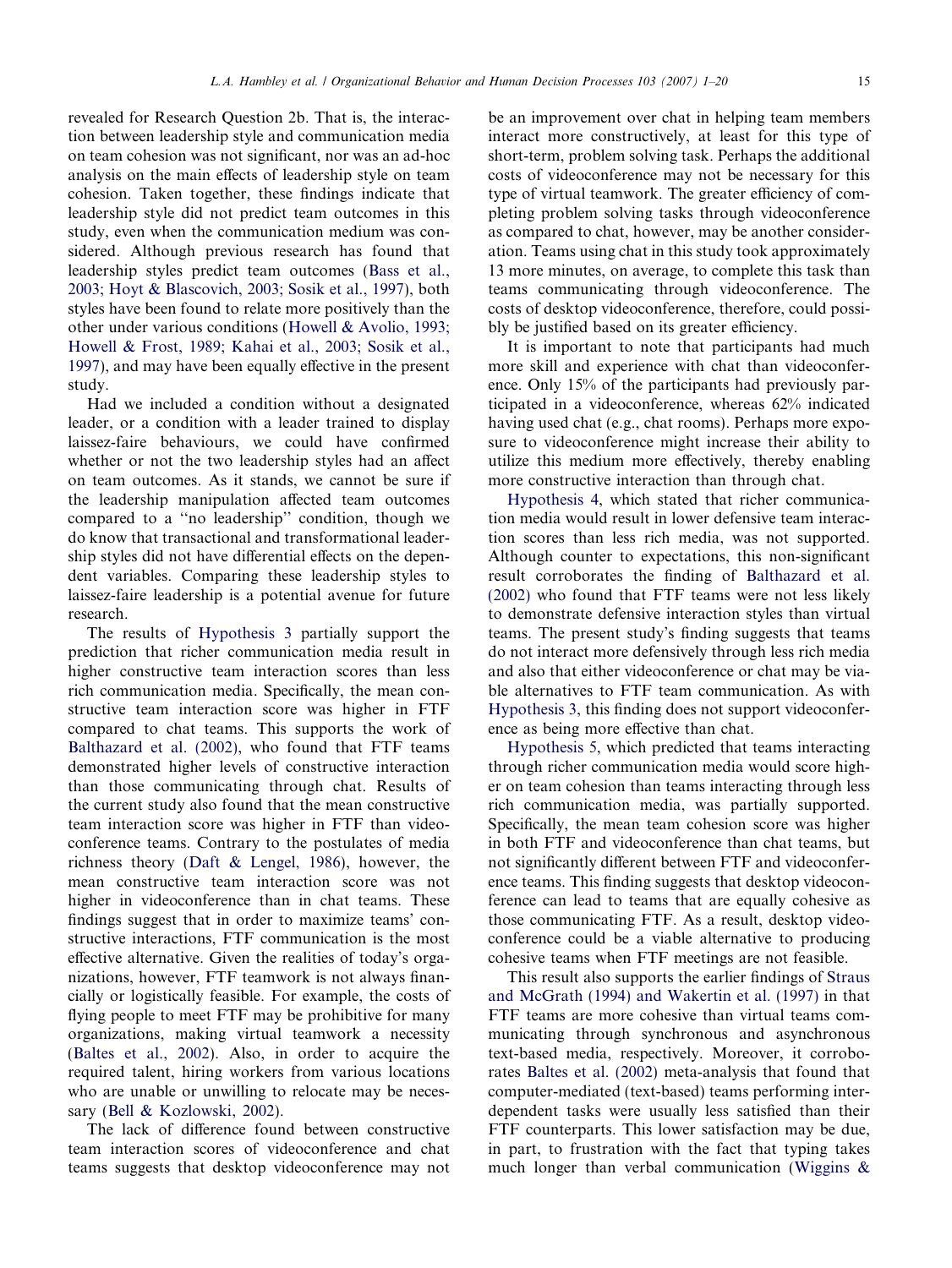revealed for Research Question 2b. That is, the interaction between leadership style and communication media on team cohesion was not significant, nor was an ad-hoc analysis on the main effects of leadership style on team cohesion. Taken together, these findings indicate that leadership style did not predict team outcomes in this study, even when the communication medium was considered. Although previous research has found that leadership styles predict team outcomes (Bass et al., 2003; Hoyt & Blascovich, 2003; Sosik et al., 1997), both styles have been found to relate more positively than the other under various conditions (Howell & Avolio, 1993; Howell & Frost, 1989; Kahai et al., 2003; Sosik et al., 1997), and may have been equally effective in the present study.

Had we included a condition without a designated leader, or a condition with a leader trained to display laissez-faire behaviours, we could have confirmed whether or not the two leadership styles had an affect on team outcomes. As it stands, we cannot be sure if the leadership manipulation affected team outcomes compared to a ''no leadership'' condition, though we do know that transactional and transformational leadership styles did not have differential effects on the dependent variables. Comparing these leadership styles to laissez-faire leadership is a potential avenue for future research.

The results of Hypothesis 3 partially support the prediction that richer communication media result in higher constructive team interaction scores than less rich communication media. Specifically, the mean constructive team interaction score was higher in FTF compared to chat teams. This supports the work of Balthazard et al. (2002), who found that FTF teams demonstrated higher levels of constructive interaction than those communicating through chat. Results of the current study also found that the mean constructive team interaction score was higher in FTF than videoconference teams. Contrary to the postulates of media richness theory (Daft & Lengel, 1986), however, the mean constructive team interaction score was not higher in videoconference than in chat teams. These findings suggest that in order to maximize teams' constructive interactions, FTF communication is the most effective alternative. Given the realities of today's organizations, however, FTF teamwork is not always financially or logistically feasible. For example, the costs of flying people to meet FTF may be prohibitive for many organizations, making virtual teamwork a necessity (Baltes et al., 2002). Also, in order to acquire the required talent, hiring workers from various locations who are unable or unwilling to relocate may be necessary (Bell & Kozlowski, 2002).

The lack of difference found between constructive team interaction scores of videoconference and chat teams suggests that desktop videoconference may not be an improvement over chat in helping team members interact more constructively, at least for this type of short-term, problem solving task. Perhaps the additional costs of videoconference may not be necessary for this type of virtual teamwork. The greater efficiency of completing problem solving tasks through videoconference as compared to chat, however, may be another consideration. Teams using chat in this study took approximately 13 more minutes, on average, to complete this task than teams communicating through videoconference. The costs of desktop videoconference, therefore, could possibly be justified based on its greater efficiency.

It is important to note that participants had much more skill and experience with chat than videoconference. Only 15% of the participants had previously participated in a videoconference, whereas 62% indicated having used chat (e.g., chat rooms). Perhaps more exposure to videoconference might increase their ability to utilize this medium more effectively, thereby enabling more constructive interaction than through chat.

Hypothesis 4, which stated that richer communication media would result in lower defensive team interaction scores than less rich media, was not supported. Although counter to expectations, this non-significant result corroborates the finding of Balthazard et al. (2002) who found that FTF teams were not less likely to demonstrate defensive interaction styles than virtual teams. The present study's finding suggests that teams do not interact more defensively through less rich media and also that either videoconference or chat may be viable alternatives to FTF team communication. As with Hypothesis 3, this finding does not support videoconference as being more effective than chat.

Hypothesis 5, which predicted that teams interacting through richer communication media would score higher on team cohesion than teams interacting through less rich communication media, was partially supported. Specifically, the mean team cohesion score was higher in both FTF and videoconference than chat teams, but not significantly different between FTF and videoconference teams. This finding suggests that desktop videoconference can lead to teams that are equally cohesive as those communicating FTF. As a result, desktop videoconference could be a viable alternative to producing cohesive teams when FTF meetings are not feasible.

This result also supports the earlier findings of Straus and McGrath (1994) and Wakertin et al. (1997) in that FTF teams are more cohesive than virtual teams communicating through synchronous and asynchronous text-based media, respectively. Moreover, it corroborates Baltes et al. (2002) meta-analysis that found that computer-mediated (text-based) teams performing interdependent tasks were usually less satisfied than their FTF counterparts. This lower satisfaction may be due, in part, to frustration with the fact that typing takes much longer than verbal communication (Wiggins &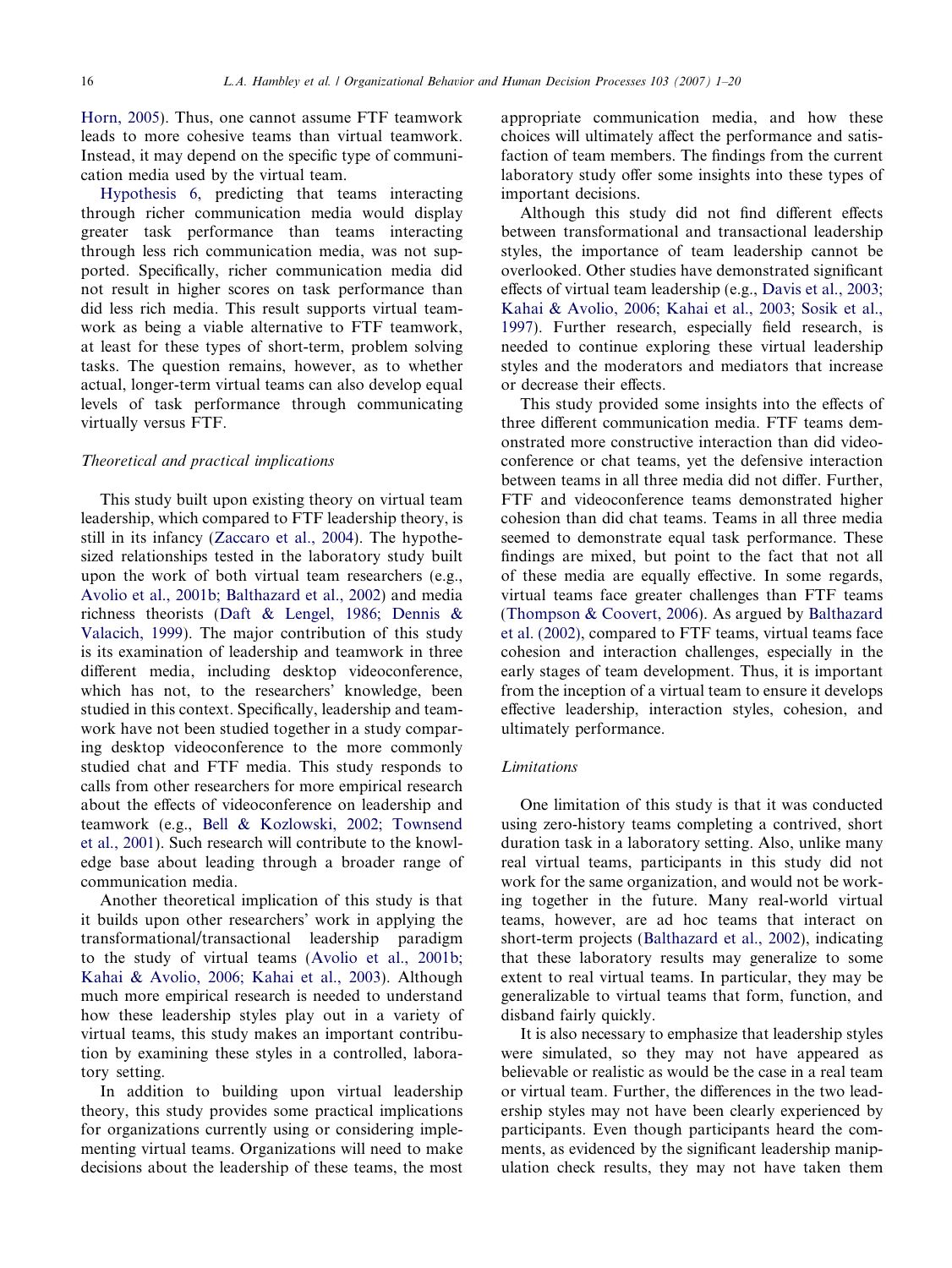Horn, 2005). Thus, one cannot assume FTF teamwork leads to more cohesive teams than virtual teamwork. Instead, it may depend on the specific type of communication media used by the virtual team.

Hypothesis 6, predicting that teams interacting through richer communication media would display greater task performance than teams interacting through less rich communication media, was not supported. Specifically, richer communication media did not result in higher scores on task performance than did less rich media. This result supports virtual teamwork as being a viable alternative to FTF teamwork, at least for these types of short-term, problem solving tasks. The question remains, however, as to whether actual, longer-term virtual teams can also develop equal levels of task performance through communicating virtually versus FTF.

### *Theoretical and practical implications*

This study built upon existing theory on virtual team leadership, which compared to FTF leadership theory, is still in its infancy (Zaccaro et al., 2004). The hypothesized relationships tested in the laboratory study built upon the work of both virtual team researchers (e.g., Avolio et al., 2001b; Balthazard et al., 2002) and media richness theorists (Daft & Lengel, 1986; Dennis & Valacich, 1999). The major contribution of this study is its examination of leadership and teamwork in three different media, including desktop videoconference, which has not, to the researchers' knowledge, been studied in this context. Specifically, leadership and teamwork have not been studied together in a study comparing desktop videoconference to the more commonly studied chat and FTF media. This study responds to calls from other researchers for more empirical research about the effects of videoconference on leadership and teamwork (e.g., Bell & Kozlowski, 2002; Townsend et al., 2001). Such research will contribute to the knowledge base about leading through a broader range of communication media.

Another theoretical implication of this study is that it builds upon other researchers' work in applying the transformational/transactional leadership paradigm to the study of virtual teams (Avolio et al., 2001b; Kahai & Avolio, 2006; Kahai et al., 2003). Although much more empirical research is needed to understand how these leadership styles play out in a variety of virtual teams, this study makes an important contribution by examining these styles in a controlled, laboratory setting.

In addition to building upon virtual leadership theory, this study provides some practical implications for organizations currently using or considering implementing virtual teams. Organizations will need to make decisions about the leadership of these teams, the most appropriate communication media, and how these choices will ultimately affect the performance and satisfaction of team members. The findings from the current laboratory study offer some insights into these types of important decisions.

Although this study did not find different effects between transformational and transactional leadership styles, the importance of team leadership cannot be overlooked. Other studies have demonstrated significant effects of virtual team leadership (e.g., Davis et al., 2003; Kahai & Avolio, 2006; Kahai et al., 2003; Sosik et al., 1997). Further research, especially field research, is needed to continue exploring these virtual leadership styles and the moderators and mediators that increase or decrease their effects.

This study provided some insights into the effects of three different communication media. FTF teams demonstrated more constructive interaction than did videoconference or chat teams, yet the defensive interaction between teams in all three media did not differ. Further, FTF and videoconference teams demonstrated higher cohesion than did chat teams. Teams in all three media seemed to demonstrate equal task performance. These findings are mixed, but point to the fact that not all of these media are equally effective. In some regards, virtual teams face greater challenges than FTF teams (Thompson & Coovert, 2006). As argued by Balthazard et al. (2002), compared to FTF teams, virtual teams face cohesion and interaction challenges, especially in the early stages of team development. Thus, it is important from the inception of a virtual team to ensure it develops effective leadership, interaction styles, cohesion, and ultimately performance.

### *Limitations*

One limitation of this study is that it was conducted using zero-history teams completing a contrived, short duration task in a laboratory setting. Also, unlike many real virtual teams, participants in this study did not work for the same organization, and would not be working together in the future. Many real-world virtual teams, however, are ad hoc teams that interact on short-term projects (Balthazard et al., 2002), indicating that these laboratory results may generalize to some extent to real virtual teams. In particular, they may be generalizable to virtual teams that form, function, and disband fairly quickly.

It is also necessary to emphasize that leadership styles were simulated, so they may not have appeared as believable or realistic as would be the case in a real team or virtual team. Further, the differences in the two leadership styles may not have been clearly experienced by participants. Even though participants heard the comments, as evidenced by the significant leadership manipulation check results, they may not have taken them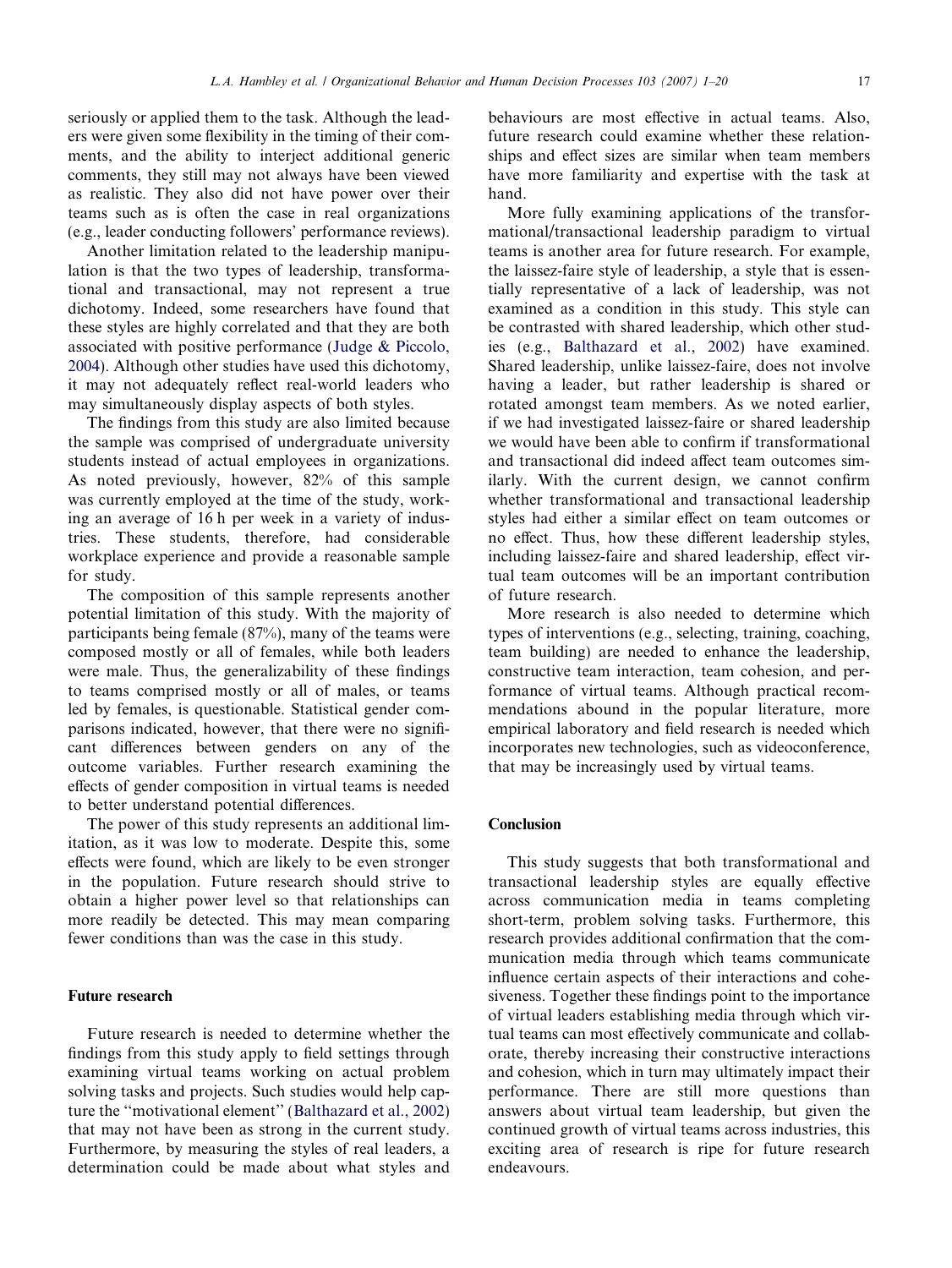seriously or applied them to the task. Although the leaders were given some flexibility in the timing of their comments, and the ability to interject additional generic comments, they still may not always have been viewed as realistic. They also did not have power over their teams such as is often the case in real organizations (e.g., leader conducting followers' performance reviews).

Another limitation related to the leadership manipulation is that the two types of leadership, transformational and transactional, may not represent a true dichotomy. Indeed, some researchers have found that these styles are highly correlated and that they are both associated with positive performance (Judge & Piccolo, 2004). Although other studies have used this dichotomy, it may not adequately reflect real-world leaders who may simultaneously display aspects of both styles.

The findings from this study are also limited because the sample was comprised of undergraduate university students instead of actual employees in organizations. As noted previously, however, 82% of this sample was currently employed at the time of the study, working an average of 16 h per week in a variety of industries. These students, therefore, had considerable workplace experience and provide a reasonable sample for study.

The composition of this sample represents another potential limitation of this study. With the majority of participants being female (87%), many of the teams were composed mostly or all of females, while both leaders were male. Thus, the generalizability of these findings to teams comprised mostly or all of males, or teams led by females, is questionable. Statistical gender comparisons indicated, however, that there were no significant differences between genders on any of the outcome variables. Further research examining the effects of gender composition in virtual teams is needed to better understand potential differences.

The power of this study represents an additional limitation, as it was low to moderate. Despite this, some effects were found, which are likely to be even stronger in the population. Future research should strive to obtain a higher power level so that relationships can more readily be detected. This may mean comparing fewer conditions than was the case in this study.

## Future research

Future research is needed to determine whether the findings from this study apply to field settings through examining virtual teams working on actual problem solving tasks and projects. Such studies would help capture the "motivational element" (Balthazard et al., 2002) that may not have been as strong in the current study. Furthermore, by measuring the styles of real leaders, a determination could be made about what styles and behaviours are most effective in actual teams. Also, future research could examine whether these relationships and effect sizes are similar when team members have more familiarity and expertise with the task at hand.

More fully examining applications of the transformational/transactional leadership paradigm to virtual teams is another area for future research. For example, the laissez-faire style of leadership, a style that is essentially representative of a lack of leadership, was not examined as a condition in this study. This style can be contrasted with shared leadership, which other studies (e.g., Balthazard et al., 2002) have examined. Shared leadership, unlike laissez-faire, does not involve having a leader, but rather leadership is shared or rotated amongst team members. As we noted earlier, if we had investigated laissez-faire or shared leadership we would have been able to confirm if transformational and transactional did indeed affect team outcomes similarly. With the current design, we cannot confirm whether transformational and transactional leadership styles had either a similar effect on team outcomes or no effect. Thus, how these different leadership styles, including laissez-faire and shared leadership, effect virtual team outcomes will be an important contribution of future research.

More research is also needed to determine which types of interventions (e.g., selecting, training, coaching, team building) are needed to enhance the leadership, constructive team interaction, team cohesion, and performance of virtual teams. Although practical recommendations abound in the popular literature, more empirical laboratory and field research is needed which incorporates new technologies, such as videoconference, that may be increasingly used by virtual teams.

## Conclusion

This study suggests that both transformational and transactional leadership styles are equally effective across communication media in teams completing short-term, problem solving tasks. Furthermore, this research provides additional confirmation that the communication media through which teams communicate influence certain aspects of their interactions and cohesiveness. Together these findings point to the importance of virtual leaders establishing media through which virtual teams can most effectively communicate and collaborate, thereby increasing their constructive interactions and cohesion, which in turn may ultimately impact their performance. There are still more questions than answers about virtual team leadership, but given the continued growth of virtual teams across industries, this exciting area of research is ripe for future research endeavours.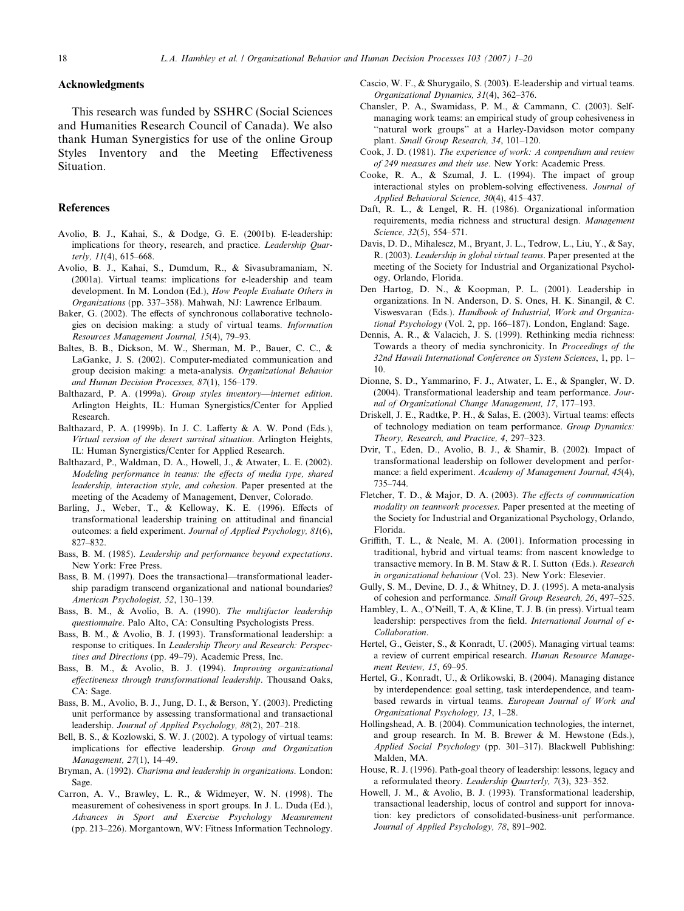## Acknowledgments

This research was funded by SSHRC (Social Sciences and Humanities Research Council of Canada). We also thank Human Synergistics for use of the online Group Styles Inventory and the Meeting Effectiveness Situation.

## References

Avolio, B. J., Kahai, S., & Dodge, G. E. (2001b). E-leadership: implications for theory, research, and practice. *Leadership Quarterly, 11*(4), 615–668.

Avolio, B. J., Kahai, S., Dumdum, R., & Sivasubramaniam, N. (2001a). Virtual teams: implications for e-leadership and team development. In M. London (Ed.), *How People Evaluate Others in Organizations* (pp. 337–358). Mahwah, NJ: Lawrence Erlbaum.

Baker, G. (2002). The effects of synchronous collaborative technologies on decision making: a study of virtual teams. *Information Resources Management Journal, 15*(4), 79–93.

Baltes, B. B., Dickson, M. W., Sherman, M. P., Bauer, C. C., & LaGanke, J. S. (2002). Computer-mediated communication and group decision making: a meta-analysis. *Organizational Behavior and Human Decision Processes, 87*(1), 156–179.

Balthazard, P. A. (1999a). *Group styles inventory—internet edition*. Arlington Heights, IL: Human Synergistics/Center for Applied Research.

Balthazard, P. A. (1999b). In J. C. Lafferty & A. W. Pond (Eds.), *Virtual version of the desert survival situation*. Arlington Heights, IL: Human Synergistics/Center for Applied Research.

Balthazard, P., Waldman, D. A., Howell, J., & Atwater, L. E. (2002). *Modeling performance in teams: the effects of media type, shared leadership, interaction style, and cohesion*. Paper presented at the meeting of the Academy of Management, Denver, Colorado.

Barling, J., Weber, T., & Kelloway, K. E. (1996). Effects of transformational leadership training on attitudinal and financial outcomes: a field experiment. *Journal of Applied Psychology, 81*(6), 827–832.

Bass, B. M. (1985). *Leadership and performance beyond expectations*. New York: Free Press.

Bass, B. M. (1997). Does the transactional—transformational leadership paradigm transcend organizational and national boundaries? *American Psychologist, 52*, 130–139.

Bass, B. M., & Avolio, B. A. (1990). *The multifactor leadership questionnaire*. Palo Alto, CA: Consulting Psychologists Press.

Bass, B. M., & Avolio, B. J. (1993). Transformational leadership: a response to critiques. In *Leadership Theory and Research: Perspectives and Directions* (pp. 49–79). Academic Press, Inc.

Bass, B. M., & Avolio, B. J. (1994). *Improving organizational effectiveness through transformational leadership*. Thousand Oaks, CA: Sage.

Bass, B. M., Avolio, B. J., Jung, D. I., & Berson, Y. (2003). Predicting unit performance by assessing transformational and transactional leadership. *Journal of Applied Psychology, 88*(2), 207–218.

Bell, B. S., & Kozlowski, S. W. J. (2002). A typology of virtual teams: implications for effective leadership. *Group and Organization Management, 27*(1), 14–49.

Bryman, A. (1992). *Charisma and leadership in organizations*. London: Sage.

Carron, A. V., Brawley, L. R., & Widmeyer, W. N. (1998). The measurement of cohesiveness in sport groups. In J. L. Duda (Ed.), *Advances in Sport and Exercise Psychology Measurement* (pp. 213–226). Morgantown, WV: Fitness Information Technology.

Cascio, W. F., & Shurygailo, S. (2003). E-leadership and virtual teams. *Organizational Dynamics, 31*(4), 362–376.

Chansler, P. A., Swamidass, P. M., & Cammann, C. (2003). Self-managing work teams: an empirical study of group cohesiveness in "natural work groups" at a Harley-Davidson motor company plant. *Small Group Research, 34*, 101–120.

Cook, J. D. (1981). *The experience of work: A compendium and review of 249 measures and their use*. New York: Academic Press.

Cooke, R. A., & Szumal, J. L. (1994). The impact of group interactional styles on problem-solving effectiveness. *Journal of Applied Behavioral Science, 30*(4), 415–437.

Daft, R. L., & Lengel, R. H. (1986). Organizational information requirements, media richness and structural design. *Management Science, 32*(5), 554–571.

Davis, D. D., Mihalescz, M., Bryant, J. L., Tedrow, L., Liu, Y., & Say, R. (2003). *Leadership in global virtual teams*. Paper presented at the meeting of the Society for Industrial and Organizational Psychology, Orlando, Florida.

Den Hartog, D. N., & Koopman, P. L. (2001). Leadership in organizations. In N. Anderson, D. S. Ones, H. K. Sinangil, & C. Viswesvaran (Eds.). *Handbook of Industrial, Work and Organizational Psychology* (Vol. 2, pp. 166–187). London, England: Sage.

Dennis, A. R., & Valacich, J. S. (1999). Rethinking media richness: Towards a theory of media synchronicity. In *Proceedings of the 32nd Hawaii International Conference on System Sciences*, 1, pp. 1–10.

Dionne, S. D., Yammarino, F. J., Atwater, L. E., & Spangler, W. D. (2004). Transformational leadership and team performance. *Journal of Organizational Change Management, 17*, 177–193.

Driskell, J. E., Radtke, P. H., & Salas, E. (2003). Virtual teams: effects of technology mediation on team performance. *Group Dynamics: Theory, Research, and Practice, 4*, 297–323.

Dvir, T., Eden, D., Avolio, B. J., & Shamir, B. (2002). Impact of transformational leadership on follower development and performance: a field experiment. *Academy of Management Journal, 45*(4), 735–744.

Fletcher, T. D., & Major, D. A. (2003). *The effects of communication modality on teamwork processes*. Paper presented at the meeting of the Society for Industrial and Organizational Psychology, Orlando, Florida.

Griffith, T. L., & Neale, M. A. (2001). Information processing in traditional, hybrid and virtual teams: from nascent knowledge to transactive memory. In B. M. Staw & R. I. Sutton (Eds.). *Research in organizational behaviour* (Vol. 23). New York: Elesevier.

Gully, S. M., Devine, D. J., & Whitney, D. J. (1995). A meta-analysis of cohesion and performance. *Small Group Research, 26*, 497–525.

Hambley, L. A., O'Neill, T. A, & Kline, T. J. B. (in press). Virtual team leadership: perspectives from the field. *International Journal of e-Collaboration*.

Hertel, G., Geister, S., & Konradt, U. (2005). Managing virtual teams: a review of current empirical research. *Human Resource Management Review, 15*, 69–95.

Hertel, G., Konradt, U., & Orlikowski, B. (2004). Managing distance by interdependence: goal setting, task interdependence, and team-based rewards in virtual teams. *European Journal of Work and Organizational Psychology, 13*, 1–28.

Hollingshead, A. B. (2004). Communication technologies, the internet, and group research. In M. B. Brewer & M. Hewstone (Eds.), *Applied Social Psychology* (pp. 301–317). Blackwell Publishing: Malden, MA.

House, R. J. (1996). Path-goal theory of leadership: lessons, legacy and a reformulated theory. *Leadership Quarterly, 7*(3), 323–352.

Howell, J. M., & Avolio, B. J. (1993). Transformational leadership, transactional leadership, locus of control and support for innovation: key predictors of consolidated-business-unit performance. *Journal of Applied Psychology, 78*, 891–902.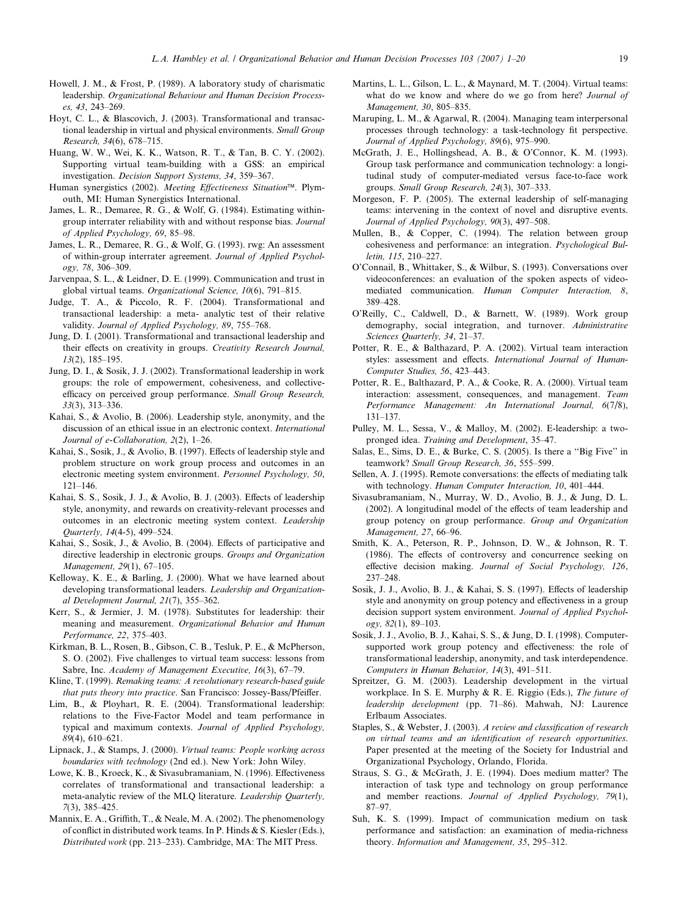Howell, J. M., & Frost, P. (1989). A laboratory study of charismatic leadership. *Organizational Behaviour and Human Decision Processes, 43*, 243–269.

Hoyt, C. L., & Blascovich, J. (2003). Transformational and transactional leadership in virtual and physical environments. *Small Group Research, 34*(6), 678–715.

Huang, W. W., Wei, K. K., Watson, R. T., & Tan, B. C. Y. (2002). Supporting virtual team-building with a GSS: an empirical investigation. *Decision Support Systems, 34*, 359–367.

Human synergistics (2002). *Meeting Effectiveness Situation*™. Plymouth, MI: Human Synergistics International.

James, L. R., Demaree, R. G., & Wolf, G. (1984). Estimating within-group interrater reliability with and without response bias. *Journal of Applied Psychology, 69*, 85–98.

James, L. R., Demaree, R. G., & Wolf, G. (1993). rwg: An assessment of within-group interrater agreement. *Journal of Applied Psychology, 78*, 306–309.

Jarvenpaa, S. L., & Leidner, D. E. (1999). Communication and trust in global virtual teams. *Organizational Science, 10*(6), 791–815.

Judge, T. A., & Piccolo, R. F. (2004). Transformational and transactional leadership: a meta- analytic test of their relative validity. *Journal of Applied Psychology, 89*, 755–768.

Jung, D. I. (2001). Transformational and transactional leadership and their effects on creativity in groups. *Creativity Research Journal, 13*(2), 185–195.

Jung, D. I., & Sosik, J. J. (2002). Transformational leadership in work groups: the role of empowerment, cohesiveness, and collective-efficacy on perceived group performance. *Small Group Research, 33*(3), 313–336.

Kahai, S., & Avolio, B. (2006). Leadership style, anonymity, and the discussion of an ethical issue in an electronic context. *International Journal of e-Collaboration, 2*(2), 1–26.

Kahai, S., Sosik, J., & Avolio, B. (1997). Effects of leadership style and problem structure on work group process and outcomes in an electronic meeting system environment. *Personnel Psychology, 50*, 121–146.

Kahai, S. S., Sosik, J. J., & Avolio, B. J. (2003). Effects of leadership style, anonymity, and rewards on creativity-relevant processes and outcomes in an electronic meeting system context. *Leadership Quarterly, 14*(4-5), 499–524.

Kahai, S., Sosik, J., & Avolio, B. (2004). Effects of participative and directive leadership in electronic groups. *Groups and Organization Management, 29*(1), 67–105.

Kelloway, K. E., & Barling, J. (2000). What we have learned about developing transformational leaders. *Leadership and Organizational Development Journal, 21*(7), 355–362.

Kerr, S., & Jermier, J. M. (1978). Substitutes for leadership: their meaning and measurement. *Organizational Behavior and Human Performance, 22*, 375–403.

Kirkman, B. L., Rosen, B., Gibson, C. B., Tesluk, P. E., & McPherson, S. O. (2002). Five challenges to virtual team success: lessons from Sabre, Inc. *Academy of Management Executive, 16*(3), 67–79.

Kline, T. (1999). *Remaking teams: A revolutionary research-based guide that puts theory into practice*. San Francisco: Jossey-Bass/Pfeiffer.

Lim, B., & Ployhart, R. E. (2004). Transformational leadership: relations to the Five-Factor Model and team performance in typical and maximum contexts. *Journal of Applied Psychology, 89*(4), 610–621.

Lipnack, J., & Stamps, J. (2000). *Virtual teams: People working across boundaries with technology* (2nd ed.). New York: John Wiley.

Lowe, K. B., Kroeck, K., & Sivasubramaniam, N. (1996). Effectiveness correlates of transformational and transactional leadership: a meta-analytic review of the MLQ literature. *Leadership Quarterly, 7*(3), 385–425.

Mannix, E. A., Griffith, T., & Neale, M. A. (2002). The phenomenology of conflict in distributed work teams. In P. Hinds & S. Kiesler (Eds.), *Distributed work* (pp. 213–233). Cambridge, MA: The MIT Press.

Martins, L. L., Gilson, L. L., & Maynard, M. T. (2004). Virtual teams: what do we know and where do we go from here? *Journal of Management, 30*, 805–835.

Maruping, L. M., & Agarwal, R. (2004). Managing team interpersonal processes through technology: a task-technology fit perspective. *Journal of Applied Psychology, 89*(6), 975–990.

McGrath, J. E., Hollingshead, A. B., & O'Connor, K. M. (1993). Group task performance and communication technology: a longitudinal study of computer-mediated versus face-to-face work groups. *Small Group Research, 24*(3), 307–333.

Morgeson, F. P. (2005). The external leadership of self-managing teams: intervening in the context of novel and disruptive events. *Journal of Applied Psychology, 90*(3), 497–508.

Mullen, B., & Copper, C. (1994). The relation between group cohesiveness and performance: an integration. *Psychological Bulletin, 115*, 210–227.

O'Connail, B., Whittaker, S., & Wilbur, S. (1993). Conversations over videoconferences: an evaluation of the spoken aspects of video-mediated communication. *Human Computer Interaction, 8*, 389–428.

O'Reilly, C., Caldwell, D., & Barnett, W. (1989). Work group demography, social integration, and turnover. *Administrative Sciences Quarterly, 34*, 21–37.

Potter, R. E., & Balthazard, P. A. (2002). Virtual team interaction styles: assessment and effects. *International Journal of Human-Computer Studies, 56*, 423–443.

Potter, R. E., Balthazard, P. A., & Cooke, R. A. (2000). Virtual team interaction: assessment, consequences, and management. *Team Performance Management: An International Journal, 6*(7/8), 131–137.

Pulley, M. L., Sessa, V., & Malloy, M. (2002). E-leadership: a two-pronged idea. *Training and Development*, 35–47.

Salas, E., Sims, D. E., & Burke, C. S. (2005). Is there a "Big Five" in teamwork? *Small Group Research, 36*, 555–599.

Sellen, A. J. (1995). Remote conversations: the effects of mediating talk with technology. *Human Computer Interaction, 10*, 401–444.

Sivasubramaniam, N., Murray, W. D., Avolio, B. J., & Jung, D. L. (2002). A longitudinal model of the effects of team leadership and group potency on group performance. *Group and Organization Management, 27*, 66–96.

Smith, K. A., Peterson, R. P., Johnson, D. W., & Johnson, R. T. (1986). The effects of controversy and concurrence seeking on effective decision making. *Journal of Social Psychology, 126*, 237–248.

Sosik, J. J., Avolio, B. J., & Kahai, S. S. (1997). Effects of leadership style and anonymity on group potency and effectiveness in a group decision support system environment. *Journal of Applied Psychology, 82*(1), 89–103.

Sosik, J. J., Avolio, B. J., Kahai, S. S., & Jung, D. I. (1998). Computer-supported work group potency and effectiveness: the role of transformational leadership, anonymity, and task interdependence. *Computers in Human Behavior, 14*(3), 491–511.

Spreitzer, G. M. (2003). Leadership development in the virtual workplace. In S. E. Murphy & R. E. Riggio (Eds.), *The future of leadership development* (pp. 71–86). Mahwah, NJ: Laurence Erlbaum Associates.

Staples, S., & Webster, J. (2003). *A review and classification of research on virtual teams and an identification of research opportunities*. Paper presented at the meeting of the Society for Industrial and Organizational Psychology, Orlando, Florida.

Straus, S. G., & McGrath, J. E. (1994). Does medium matter? The interaction of task type and technology on group performance and member reactions. *Journal of Applied Psychology, 79*(1), 87–97.

Suh, K. S. (1999). Impact of communication medium on task performance and satisfaction: an examination of media-richness theory. *Information and Management, 35*, 295–312.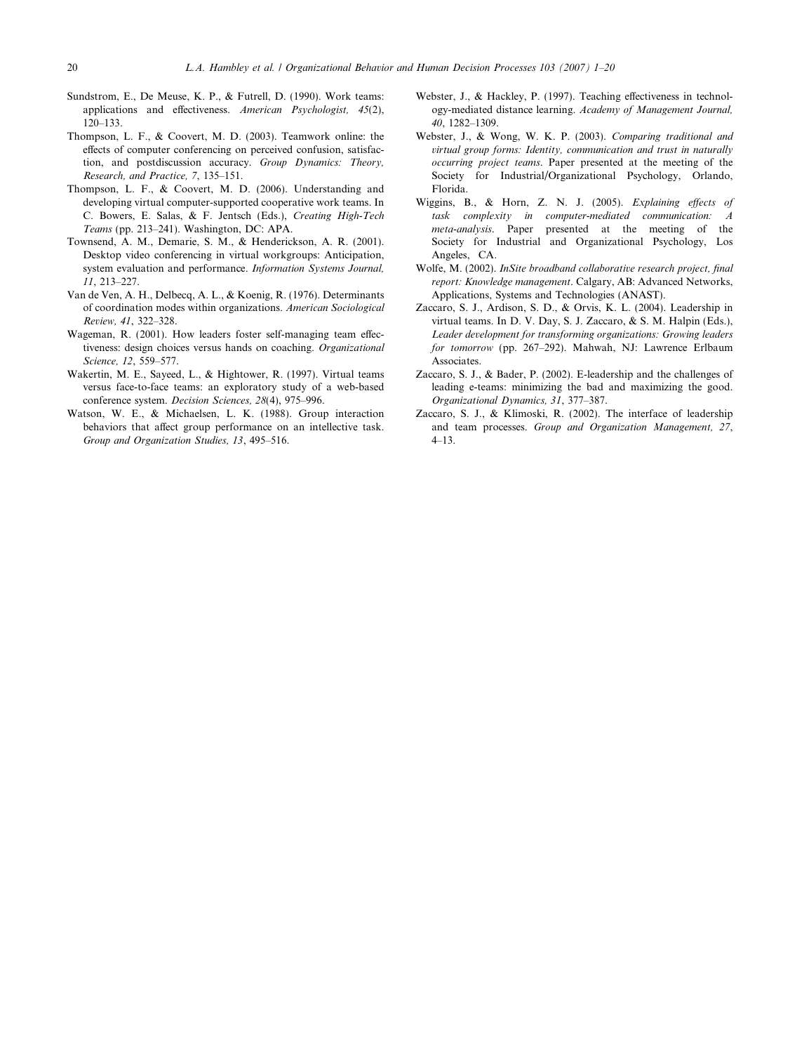Sundstrom, E., De Meuse, K. P., & Futrell, D. (1990). Work teams: applications and effectiveness. *American Psychologist, 45*(2), 120–133.

Thompson, L. F., & Coovert, M. D. (2003). Teamwork online: the effects of computer conferencing on perceived confusion, satisfaction, and postdiscussion accuracy. *Group Dynamics: Theory, Research, and Practice, 7*, 135–151.

Thompson, L. F., & Coovert, M. D. (2006). Understanding and developing virtual computer-supported cooperative work teams. In C. Bowers, E. Salas, & F. Jentsch (Eds.), *Creating High-Tech Teams* (pp. 213–241). Washington, DC: APA.

Townsend, A. M., Demarie, S. M., & Henderickson, A. R. (2001). Desktop video conferencing in virtual workgroups: Anticipation, system evaluation and performance. *Information Systems Journal, 11*, 213–227.

Van de Ven, A. H., Delbecq, A. L., & Koenig, R. (1976). Determinants of coordination modes within organizations. *American Sociological Review, 41*, 322–328.

Wageman, R. (2001). How leaders foster self-managing team effectiveness: design choices versus hands on coaching. *Organizational Science, 12*, 559–577.

Wakertin, M. E., Sayeed, L., & Hightower, R. (1997). Virtual teams versus face-to-face teams: an exploratory study of a web-based conference system. *Decision Sciences, 28*(4), 975–996.

Watson, W. E., & Michaelsen, L. K. (1988). Group interaction behaviors that affect group performance on an intellective task. *Group and Organization Studies, 13*, 495–516.

Webster, J., & Hackley, P. (1997). Teaching effectiveness in technology-mediated distance learning. *Academy of Management Journal, 40*, 1282–1309.

Webster, J., & Wong, W. K. P. (2003). *Comparing traditional and virtual group forms: Identity, communication and trust in naturally occurring project teams*. Paper presented at the meeting of the Society for Industrial/Organizational Psychology, Orlando, Florida.

Wiggins, B., & Horn, Z. N. J. (2005). *Explaining effects of task complexity in computer-mediated communication: A meta-analysis*. Paper presented at the meeting of the Society for Industrial and Organizational Psychology, Los Angeles, CA.

Wolfe, M. (2002). *InSite broadband collaborative research project, final report: Knowledge management*. Calgary, AB: Advanced Networks, Applications, Systems and Technologies (ANAST).

Zaccaro, S. J., Ardison, S. D., & Orvis, K. L. (2004). Leadership in virtual teams. In D. V. Day, S. J. Zaccaro, & S. M. Halpin (Eds.), *Leader development for transforming organizations: Growing leaders for tomorrow* (pp. 267–292). Mahwah, NJ: Lawrence Erlbaum Associates.

Zaccaro, S. J., & Bader, P. (2002). E-leadership and the challenges of leading e-teams: minimizing the bad and maximizing the good. *Organizational Dynamics, 31*, 377–387.

Zaccaro, S. J., & Klimoski, R. (2002). The interface of leadership and team processes. *Group and Organization Management, 27*, 4–13.